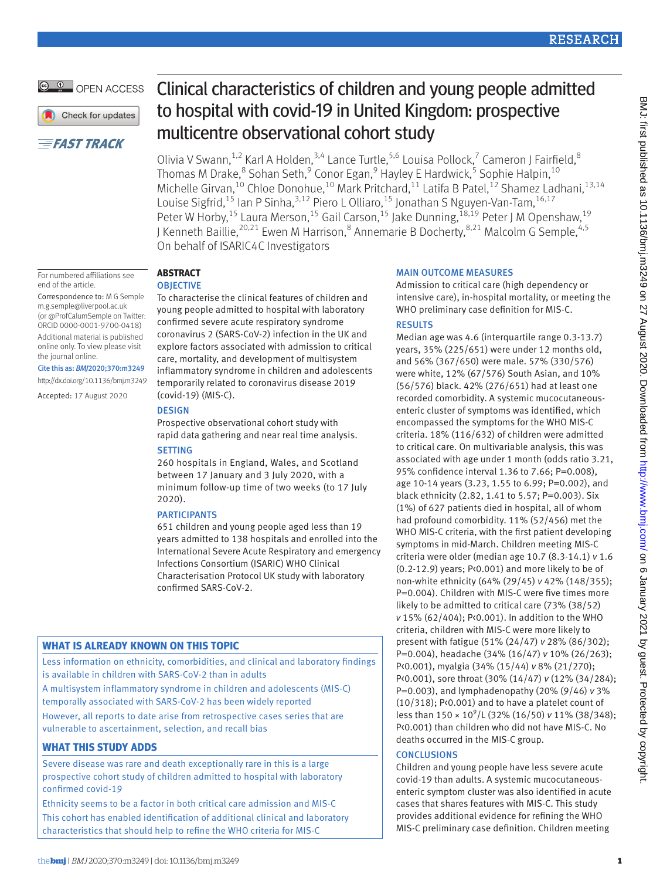# Clinical characteristics of children and young people admitted to hospital with covid-19 in United Kingdom: prospective multicentre observational cohort study

Olivia V Swann,[1,2] Karl A Holden,[3,4] Lance Turtle,[5,6] Louisa Pollock,[7] Cameron J Fairfield,[8] Thomas M Drake,[8] Sohan Seth,[9] Conor Egan,[9] Hayley E Hardwick,[5] Sophie Halpin,[10] Michelle Girvan,[10] Chloe Donohue,[10] Mark Pritchard,[11] Latifa B Patel,[12] Shamez Ladhani,[13,14] Louise Sigfrid,[15] Ian P Sinha,[3,12] Piero L Olliaro,[15] Jonathan S Nguyen-Van-Tam,[16,17] Peter W Horby,[15] Laura Merson,[15] Gail Carson,[15] Jake Dunning,[18,19] Peter J M Openshaw,[19] J Kenneth Baillie,[20,21] Ewen M Harrison,[8] Annemarie B Docherty,[8,21] Malcolm G Semple,[4,5] On behalf of ISARIC4C Investigators

For numbered affiliations see end of the article.

Correspondence to: M G Semple m.g.semple@liverpool.ac.uk (or @ProfCalumSemple on Twitter: ORCID 0000-0001-9700-0418)

Additional material is published online only. To view please visit the journal online.

Cite this as: *BMJ*2020;370:m3249
http://dx.doi.org/10.1136/bmj.m3249

Accepted: 17 August 2020

## ABSTRACT

### OBJECTIVE

To characterise the clinical features of children and young people admitted to hospital with laboratory confirmed severe acute respiratory syndrome coronavirus 2 (SARS-CoV-2) infection in the UK and explore factors associated with admission to critical care, mortality, and development of multisystem inflammatory syndrome in children and adolescents temporarily related to coronavirus disease 2019 (covid-19) (MIS-C).

### DESIGN

Prospective observational cohort study with rapid data gathering and near real time analysis.

### SETTING

260 hospitals in England, Wales, and Scotland between 17 January and 3 July 2020, with a minimum follow-up time of two weeks (to 17 July 2020).

### PARTICIPANTS

651 children and young people aged less than 19 years admitted to 138 hospitals and enrolled into the International Severe Acute Respiratory and emergency Infections Consortium (ISARIC) WHO Clinical Characterisation Protocol UK study with laboratory confirmed SARS-CoV-2.

### MAIN OUTCOME MEASURES

Admission to critical care (high dependency or intensive care), in-hospital mortality, or meeting the WHO preliminary case definition for MIS-C.

### RESULTS

Median age was 4.6 (interquartile range 0.3-13.7) years, 35% (225/651) were under 12 months old, and 56% (367/650) were male. 57% (330/576) were white, 12% (67/576) South Asian, and 10% (56/576) black. 42% (276/651) had at least one recorded comorbidity. A systemic mucocutaneous-enteric cluster of symptoms was identified, which encompassed the symptoms for the WHO MIS-C criteria. 18% (116/632) of children were admitted to critical care. On multivariable analysis, this was associated with age under 1 month (odds ratio 3.21, 95% confidence interval 1.36 to 7.66; P=0.008), age 10-14 years (3.23, 1.55 to 6.99; P=0.002), and black ethnicity (2.82, 1.41 to 5.57; P=0.003). Six (1%) of 627 patients died in hospital, all of whom had profound comorbidity. 11% (52/456) met the WHO MIS-C criteria, with the first patient developing symptoms in mid-March. Children meeting MIS-C criteria were older (median age 10.7 (8.3-14.1) *v* 1.6 (0.2-12.9) years; P<0.001) and more likely to be of non-white ethnicity (64% (29/45) *v* 42% (148/355); P=0.004). Children with MIS-C were five times more likely to be admitted to critical care (73% (38/52) *v* 15% (62/404); P<0.001). In addition to the WHO criteria, children with MIS-C were more likely to present with fatigue (51% (24/47) *v* 28% (86/302); P=0.004), headache (34% (16/47) *v* 10% (26/263); P<0.001), myalgia (34% (15/44) *v* 8% (21/270); P<0.001), sore throat (30% (14/47) *v* (12% (34/284); P=0.003), and lymphadenopathy (20% (9/46) *v* 3% (10/318); P<0.001) and to have a platelet count of less than $150 \times 10^9$/L (32% (16/50) *v* 11% (38/348); P<0.001) than children who did not have MIS-C. No deaths occurred in the MIS-C group.

### CONCLUSIONS

Children and young people have less severe acute covid-19 than adults. A systemic mucocutaneous-enteric symptom cluster was also identified in acute cases that shares features with MIS-C. This study provides additional evidence for refining the WHO MIS-C preliminary case definition. Children meeting

## WHAT IS ALREADY KNOWN ON THIS TOPIC

Less information on ethnicity, comorbidities, and clinical and laboratory findings is available in children with SARS-CoV-2 than in adults

A multisystem inflammatory syndrome in children and adolescents (MIS-C) temporally associated with SARS-CoV-2 has been widely reported

However, all reports to date arise from retrospective cases series that are vulnerable to ascertainment, selection, and recall bias

## WHAT THIS STUDY ADDS

Severe disease was rare and death exceptionally rare in this is a large prospective cohort study of children admitted to hospital with laboratory confirmed covid-19

Ethnicity seems to be a factor in both critical care admission and MIS-C

This cohort has enabled identification of additional clinical and laboratory characteristics that should help to refine the WHO criteria for MIS-C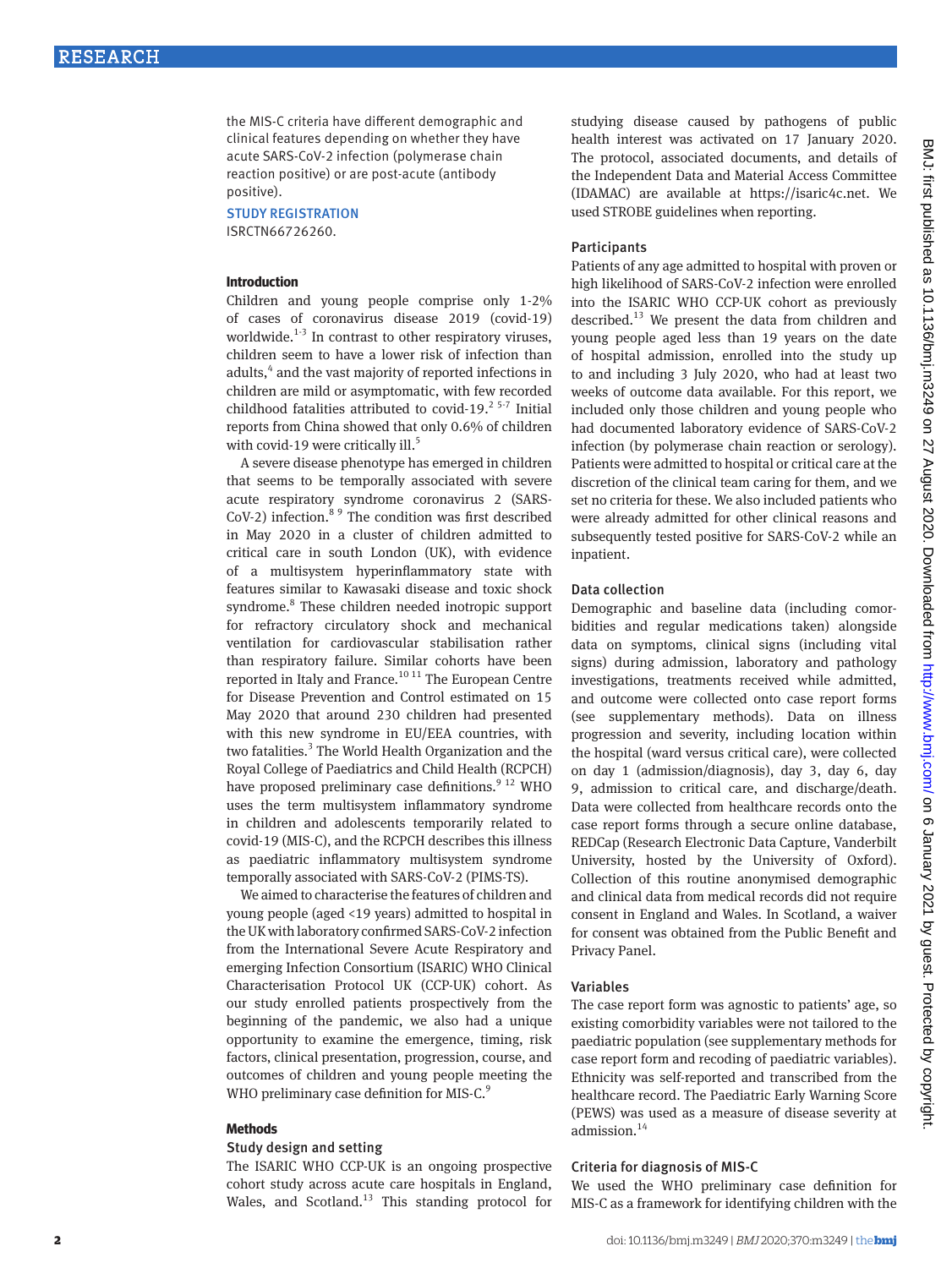the MIS-C criteria have different demographic and clinical features depending on whether they have acute SARS-CoV-2 infection (polymerase chain reaction positive) or are post-acute (antibody positive).

### STUDY REGISTRATION

ISRCTN66726260.

## Introduction

Children and young people comprise only 1-2% of cases of coronavirus disease 2019 (covid-19) worldwide.[1-3] In contrast to other respiratory viruses, children seem to have a lower risk of infection than adults,[4] and the vast majority of reported infections in children are mild or asymptomatic, with few recorded childhood fatalities attributed to covid-19.[2 5-7] Initial reports from China showed that only 0.6% of children with covid-19 were critically ill.[5]

A severe disease phenotype has emerged in children that seems to be temporally associated with severe acute respiratory syndrome coronavirus 2 (SARS-CoV-2) infection.[8 9] The condition was first described in May 2020 in a cluster of children admitted to critical care in south London (UK), with evidence of a multisystem hyperinflammatory state with features similar to Kawasaki disease and toxic shock syndrome.[8] These children needed inotropic support for refractory circulatory shock and mechanical ventilation for cardiovascular stabilisation rather than respiratory failure. Similar cohorts have been reported in Italy and France.[10 11] The European Centre for Disease Prevention and Control estimated on 15 May 2020 that around 230 children had presented with this new syndrome in EU/EEA countries, with two fatalities.[3] The World Health Organization and the Royal College of Paediatrics and Child Health (RCPCH) have proposed preliminary case definitions.[9 12] WHO uses the term multisystem inflammatory syndrome in children and adolescents temporarily related to covid-19 (MIS-C), and the RCPCH describes this illness as paediatric inflammatory multisystem syndrome temporally associated with SARS-CoV-2 (PIMS-TS).

We aimed to characterise the features of children and young people (aged <19 years) admitted to hospital in the UK with laboratory confirmed SARS-CoV-2 infection from the International Severe Acute Respiratory and emerging Infection Consortium (ISARIC) WHO Clinical Characterisation Protocol UK (CCP-UK) cohort. As our study enrolled patients prospectively from the beginning of the pandemic, we also had a unique opportunity to examine the emergence, timing, risk factors, clinical presentation, progression, course, and outcomes of children and young people meeting the WHO preliminary case definition for MIS-C.[9]

## Methods

### Study design and setting

The ISARIC WHO CCP-UK is an ongoing prospective cohort study across acute care hospitals in England, Wales, and Scotland.[13] This standing protocol for studying disease caused by pathogens of public health interest was activated on 17 January 2020. The protocol, associated documents, and details of the Independent Data and Material Access Committee (IDAMAC) are available at https://isaric4c.net. We used STROBE guidelines when reporting.

### Participants

Patients of any age admitted to hospital with proven or high likelihood of SARS-CoV-2 infection were enrolled into the ISARIC WHO CCP-UK cohort as previously described.[13] We present the data from children and young people aged less than 19 years on the date of hospital admission, enrolled into the study up to and including 3 July 2020, who had at least two weeks of outcome data available. For this report, we included only those children and young people who had documented laboratory evidence of SARS-CoV-2 infection (by polymerase chain reaction or serology). Patients were admitted to hospital or critical care at the discretion of the clinical team caring for them, and we set no criteria for these. We also included patients who were already admitted for other clinical reasons and subsequently tested positive for SARS-CoV-2 while an inpatient.

### Data collection

Demographic and baseline data (including comorbidities and regular medications taken) alongside data on symptoms, clinical signs (including vital signs) during admission, laboratory and pathology investigations, treatments received while admitted, and outcome were collected onto case report forms (see supplementary methods). Data on illness progression and severity, including location within the hospital (ward versus critical care), were collected on day 1 (admission/diagnosis), day 3, day 6, day 9, admission to critical care, and discharge/death. Data were collected from healthcare records onto the case report forms through a secure online database, REDCap (Research Electronic Data Capture, Vanderbilt University, hosted by the University of Oxford). Collection of this routine anonymised demographic and clinical data from medical records did not require consent in England and Wales. In Scotland, a waiver for consent was obtained from the Public Benefit and Privacy Panel.

### Variables

The case report form was agnostic to patients' age, so existing comorbidity variables were not tailored to the paediatric population (see supplementary methods for case report form and recoding of paediatric variables). Ethnicity was self-reported and transcribed from the healthcare record. The Paediatric Early Warning Score (PEWS) was used as a measure of disease severity at admission.[14]

### Criteria for diagnosis of MIS-C

We used the WHO preliminary case definition for MIS-C as a framework for identifying children with the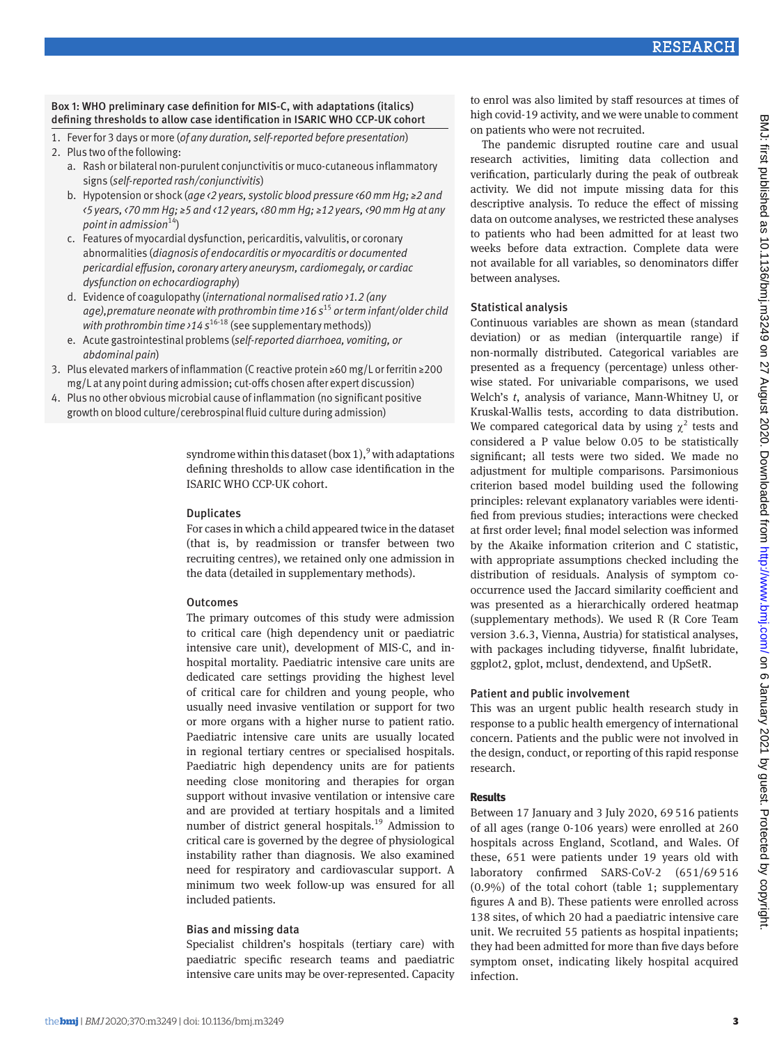**Box 1: WHO preliminary case definition for MIS-C, with adaptations (italics) defining thresholds to allow case identification in ISARIC WHO CCP-UK cohort**

1. Fever for 3 days or more (*of any duration, self-reported before presentation*)
2. Plus two of the following:
   a. Rash or bilateral non-purulent conjunctivitis or muco-cutaneous inflammatory signs (*self-reported rash/conjunctivitis*)
   b. Hypotension or shock (*age <2 years, systolic blood pressure <60 mm Hg; ≥2 and <5 years, <70 mm Hg; ≥5 and <12 years, <80 mm Hg; ≥12 years, <90 mm Hg at any point in admission*[14])
   c. Features of myocardial dysfunction, pericarditis, valvulitis, or coronary abnormalities (*diagnosis of endocarditis or myocarditis or documented pericardial effusion, coronary artery aneurysm, cardiomegaly, or cardiac dysfunction on echocardiography*)
   d. Evidence of coagulopathy (*international normalised ratio >1.2 (any age), premature neonate with prothrombin time >16 s*[15] *or term infant/older child with prothrombin time >14 s*[16-18] (see supplementary methods))
   e. Acute gastrointestinal problems (*self-reported diarrhoea, vomiting, or abdominal pain*)
3. Plus elevated markers of inflammation (C reactive protein ≥60 mg/L or ferritin ≥200 mg/L at any point during admission; cut-offs chosen after expert discussion)
4. Plus no other obvious microbial cause of inflammation (no significant positive growth on blood culture/cerebrospinal fluid culture during admission)

syndrome within this dataset (box 1),[9] with adaptations defining thresholds to allow case identification in the ISARIC WHO CCP-UK cohort.

### Duplicates

For cases in which a child appeared twice in the dataset (that is, by readmission or transfer between two recruiting centres), we retained only one admission in the data (detailed in supplementary methods).

### Outcomes

The primary outcomes of this study were admission to critical care (high dependency unit or paediatric intensive care unit), development of MIS-C, and in-hospital mortality. Paediatric intensive care units are dedicated care settings providing the highest level of critical care for children and young people, who usually need invasive ventilation or support for two or more organs with a higher nurse to patient ratio. Paediatric intensive care units are usually located in regional tertiary centres or specialised hospitals. Paediatric high dependency units are for patients needing close monitoring and therapies for organ support without invasive ventilation or intensive care and are provided at tertiary hospitals and a limited number of district general hospitals.[19] Admission to critical care is governed by the degree of physiological instability rather than diagnosis. We also examined need for respiratory and cardiovascular support. A minimum two week follow-up was ensured for all included patients.

### Bias and missing data

Specialist children's hospitals (tertiary care) with paediatric specific research teams and paediatric intensive care units may be over-represented. Capacity to enrol was also limited by staff resources at times of high covid-19 activity, and we were unable to comment on patients who were not recruited.

The pandemic disrupted routine care and usual research activities, limiting data collection and verification, particularly during the peak of outbreak activity. We did not impute missing data for this descriptive analysis. To reduce the effect of missing data on outcome analyses, we restricted these analyses to patients who had been admitted for at least two weeks before data extraction. Complete data were not available for all variables, so denominators differ between analyses.

### Statistical analysis

Continuous variables are shown as mean (standard deviation) or as median (interquartile range) if non-normally distributed. Categorical variables are presented as a frequency (percentage) unless otherwise stated. For univariable comparisons, we used Welch's *t*, analysis of variance, Mann-Whitney U, or Kruskal-Wallis tests, according to data distribution. We compared categorical data by using $\chi^2$ tests and considered a P value below 0.05 to be statistically significant; all tests were two sided. We made no adjustment for multiple comparisons. Parsimonious criterion based model building used the following principles: relevant explanatory variables were identified from previous studies; interactions were checked at first order level; final model selection was informed by the Akaike information criterion and C statistic, with appropriate assumptions checked including the distribution of residuals. Analysis of symptom co-occurrence used the Jaccard similarity coefficient and was presented as a hierarchically ordered heatmap (supplementary methods). We used R (R Core Team version 3.6.3, Vienna, Austria) for statistical analyses, with packages including tidyverse, finalfit lubridate, ggplot2, gplot, mclust, dendextend, and UpSetR.

### Patient and public involvement

This was an urgent public health research study in response to a public health emergency of international concern. Patients and the public were not involved in the design, conduct, or reporting of this rapid response research.

## Results

Between 17 January and 3 July 2020, 69 516 patients of all ages (range 0-106 years) were enrolled at 260 hospitals across England, Scotland, and Wales. Of these, 651 were patients under 19 years old with laboratory confirmed SARS-CoV-2 (651/69 516 (0.9%) of the total cohort (table 1; supplementary figures A and B). These patients were enrolled across 138 sites, of which 20 had a paediatric intensive care unit. We recruited 55 patients as hospital inpatients; they had been admitted for more than five days before symptom onset, indicating likely hospital acquired infection.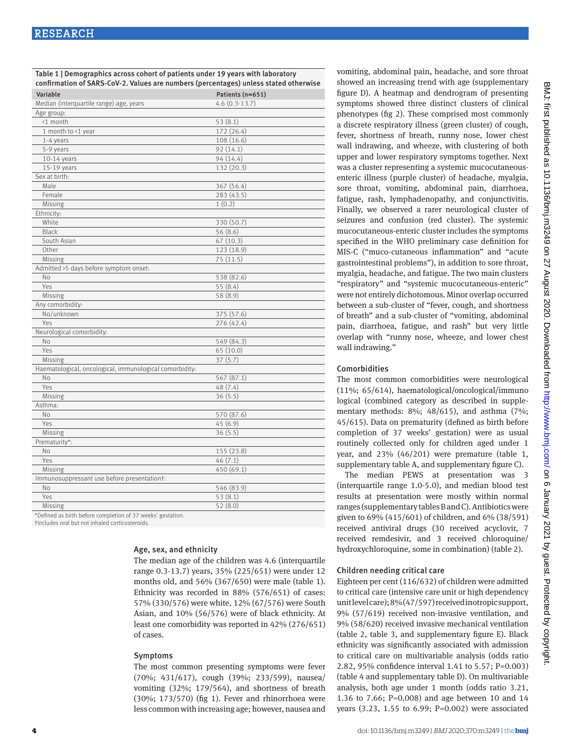Table 1 | Demographics across cohort of patients under 19 years with laboratory confirmation of SARS-CoV-2. Values are numbers (percentages) unless stated otherwise

| Variable | Patients (n=651) |
|---|---|
| Median (interquartile range) age, years | 4.6 (0.3-13.7) |
| Age group: | |
| <1 month | 53 (8.1) |
| 1 month to <1 year | 172 (26.4) |
| 1-4 years | 108 (16.6) |
| 5-9 years | 92 (14.1) |
| 10-14 years | 94 (14.4) |
| 15-19 years | 132 (20.3) |
| Sex at birth: | |
| Male | 367 (56.4) |
| Female | 283 (43.5) |
| Missing | 1 (0.2) |
| Ethnicity: | |
| White | 330 (50.7) |
| Black | 56 (8.6) |
| South Asian | 67 (10.3) |
| Other | 123 (18.9) |
| Missing | 75 (11.5) |
| Admitted >5 days before symptom onset: | |
| No | 538 (82.6) |
| Yes | 55 (8.4) |
| Missing | 58 (8.9) |
| Any comorbidity: | |
| No/unknown | 375 (57.6) |
| Yes | 276 (42.4) |
| Neurological comorbidity: | |
| No | 549 (84.3) |
| Yes | 65 (10.0) |
| Missing | 37 (5.7) |
| Haematological, oncological, immunological comorbidity: | |
| No | 567 (87.1) |
| Yes | 48 (7.4) |
| Missing | 36 (5.5) |
| Asthma: | |
| No | 570 (87.6) |
| Yes | 45 (6.9) |
| Missing | 36 (5.5) |
| Prematurity*: | |
| No | 155 (23.8) |
| Yes | 46 (7.1) |
| Missing | 450 (69.1) |
| Immunosuppressant use before presentation†: | |
| No | 546 (83.9) |
| Yes | 53 (8.1) |
| Missing | 52 (8.0) |

*Defined as birth before completion of 37 weeks' gestation.
†Includes oral but not inhaled corticosteroids.

### Age, sex, and ethnicity

The median age of the children was 4.6 (interquartile range 0.3-13.7) years, 35% (225/651) were under 12 months old, and 56% (367/650) were male (table 1). Ethnicity was recorded in 88% (576/651) of cases: 57% (330/576) were white, 12% (67/576) were South Asian, and 10% (56/576) were of black ethnicity. At least one comorbidity was reported in 42% (276/651) of cases.

### Symptoms

The most common presenting symptoms were fever (70%; 431/617), cough (39%; 233/599), nausea/vomiting (32%; 179/564), and shortness of breath (30%; 173/570) (fig 1). Fever and rhinorrhoea were less common with increasing age; however, nausea and vomiting, abdominal pain, headache, and sore throat showed an increasing trend with age (supplementary figure D). A heatmap and dendrogram of presenting symptoms showed three distinct clusters of clinical phenotypes (fig 2). These comprised most commonly a discrete respiratory illness (green cluster) of cough, fever, shortness of breath, runny nose, lower chest wall indrawing, and wheeze, with clustering of both upper and lower respiratory symptoms together. Next was a cluster representing a systemic mucocutaneous-enteric illness (purple cluster) of headache, myalgia, sore throat, vomiting, abdominal pain, diarrhoea, fatigue, rash, lymphadenopathy, and conjunctivitis. Finally, we observed a rarer neurological cluster of seizures and confusion (red cluster). The systemic mucocutaneous-enteric cluster includes the symptoms specified in the WHO preliminary case definition for MIS-C ("muco-cutaneous inflammation" and "acute gastrointestinal problems"), in addition to sore throat, myalgia, headache, and fatigue. The two main clusters "respiratory" and "systemic mucocutaneous-enteric" were not entirely dichotomous. Minor overlap occurred between a sub-cluster of "fever, cough, and shortness of breath" and a sub-cluster of "vomiting, abdominal pain, diarrhoea, fatigue, and rash" but very little overlap with "runny nose, wheeze, and lower chest wall indrawing."

### Comorbidities

The most common comorbidities were neurological (11%; 65/614), haematological/oncological/immunological (combined category as described in supplementary methods: 8%; 48/615), and asthma (7%; 45/615). Data on prematurity (defined as birth before completion of 37 weeks' gestation) were as usual routinely collected only for children aged under 1 year, and 23% (46/201) were premature (table 1, supplementary table A, and supplementary figure C).

The median PEWS at presentation was 3 (interquartile range 1.0-5.0), and median blood test results at presentation were mostly within normal ranges (supplementary tables B and C). Antibiotics were given to 69% (415/601) of children, and 6% (38/591) received antiviral drugs (30 received acyclovir, 7 received remdesivir, and 3 received chloroquine/hydroxychloroquine, some in combination) (table 2).

### Children needing critical care

Eighteen per cent (116/632) of children were admitted to critical care (intensive care unit or high dependency unit level care); 8% (47/597) received inotropic support, 9% (57/619) received non-invasive ventilation, and 9% (58/620) received invasive mechanical ventilation (table 2, table 3, and supplementary figure E). Black ethnicity was significantly associated with admission to critical care on multivariable analysis (odds ratio 2.82, 95% confidence interval 1.41 to 5.57; P=0.003) (table 4 and supplementary table D). On multivariable analysis, both age under 1 month (odds ratio 3.21, 1.36 to 7.66; P=0.008) and age between 10 and 14 years (3.23, 1.55 to 6.99; P=0.002) were associated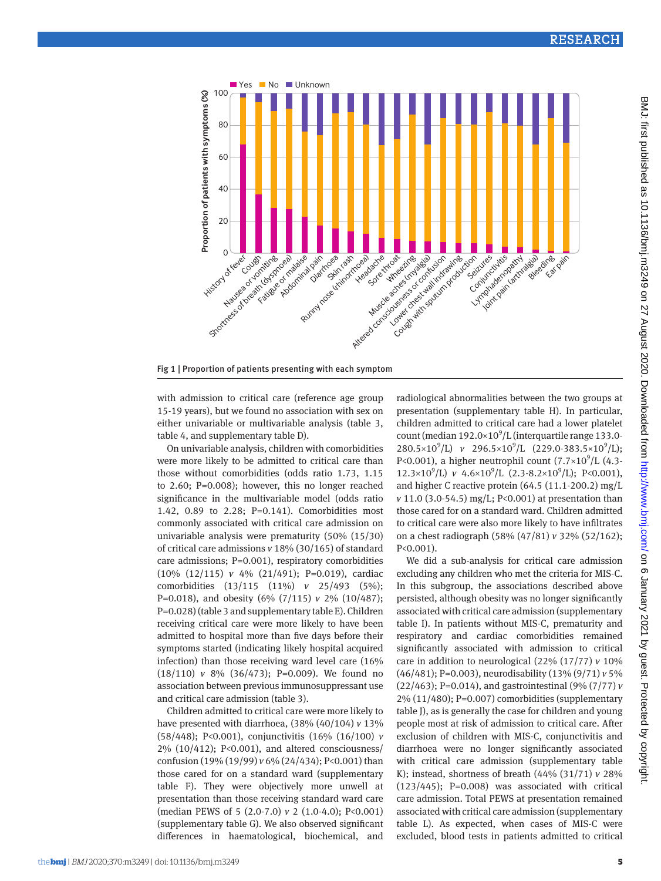Fig 1 | Proportion of patients presenting with each symptom

with admission to critical care (reference age group 15-19 years), but we found no association with sex on either univariable or multivariable analysis (table 3, table 4, and supplementary table D).

On univariable analysis, children with comorbidities were more likely to be admitted to critical care than those without comorbidities (odds ratio 1.73, 1.15 to 2.60; P=0.008); however, this no longer reached significance in the multivariable model (odds ratio 1.42, 0.89 to 2.28; P=0.141). Comorbidities most commonly associated with critical care admission on univariable analysis were prematurity (50% (15/30) of critical care admissions *v* 18% (30/165) of standard care admissions; P=0.001), respiratory comorbidities (10% (12/115) *v* 4% (21/491); P=0.019), cardiac comorbidities (13/115 (11%) *v* 25/493 (5%); P=0.018), and obesity (6% (7/115) *v* 2% (10/487); P=0.028) (table 3 and supplementary table E). Children receiving critical care were more likely to have been admitted to hospital more than five days before their symptoms started (indicating likely hospital acquired infection) than those receiving ward level care (16% (18/110) *v* 8% (36/473); P=0.009). We found no association between previous immunosuppressant use and critical care admission (table 3).

Children admitted to critical care were more likely to have presented with diarrhoea, (38% (40/104) *v* 13% (58/448); P<0.001), conjunctivitis (16% (16/100) *v* 2% (10/412); P<0.001), and altered consciousness/confusion (19% (19/99) *v* 6% (24/434); P<0.001) than those cared for on a standard ward (supplementary table F). They were objectively more unwell at presentation than those receiving standard ward care (median PEWS of 5 (2.0-7.0) *v* 2 (1.0-4.0); P<0.001) (supplementary table G). We also observed significant differences in haematological, biochemical, and radiological abnormalities between the two groups at presentation (supplementary table H). In particular, children admitted to critical care had a lower platelet count (median $192.0\times10^9$/L (interquartile range 133.0-$280.5\times10^9$/L) *v* $296.5\times10^9$/L (229.0-$383.5\times10^9$/L); P<0.001), a higher neutrophil count ($7.7\times10^9$/L (4.3-$12.3\times10^9$/L) *v* $4.6\times10^9$/L (2.3-$8.2\times10^9$/L); P<0.001), and higher C reactive protein (64.5 (11.1-200.2) mg/L *v* 11.0 (3.0-54.5) mg/L; P<0.001) at presentation than those cared for on a standard ward. Children admitted to critical care were also more likely to have infiltrates on a chest radiograph (58% (47/81) *v* 32% (52/162); P<0.001).

We did a sub-analysis for critical care admission excluding any children who met the criteria for MIS-C. In this subgroup, the associations described above persisted, although obesity was no longer significantly associated with critical care admission (supplementary table I). In patients without MIS-C, prematurity and respiratory and cardiac comorbidities remained significantly associated with admission to critical care in addition to neurological (22% (17/77) *v* 10% (46/481); P=0.003), neurodisability (13% (9/71) *v* 5% (22/463); P=0.014), and gastrointestinal (9% (7/77) *v* 2% (11/480); P=0.007) comorbidities (supplementary table J), as is generally the case for children and young people most at risk of admission to critical care. After exclusion of children with MIS-C, conjunctivitis and diarrhoea were no longer significantly associated with critical care admission (supplementary table K); instead, shortness of breath (44% (31/71) *v* 28% (123/445); P=0.008) was associated with critical care admission. Total PEWS at presentation remained associated with critical care admission (supplementary table L). As expected, when cases of MIS-C were excluded, blood tests in patients admitted to critical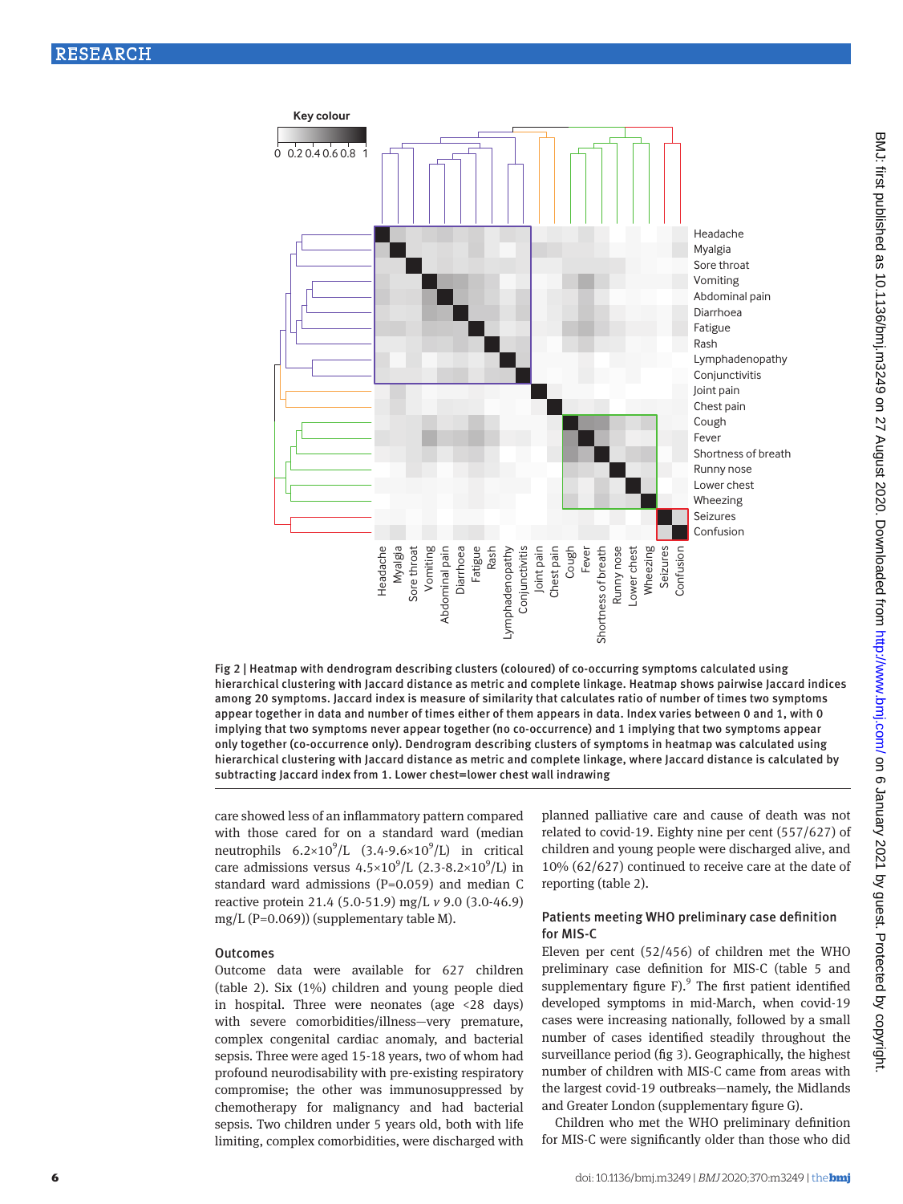Fig 2 | Heatmap with dendrogram describing clusters (coloured) of co-occurring symptoms calculated using hierarchical clustering with Jaccard distance as metric and complete linkage. Heatmap shows pairwise Jaccard indices among 20 symptoms. Jaccard index is measure of similarity that calculates ratio of number of times two symptoms appear together in data and number of times either of them appears in data. Index varies between 0 and 1, with 0 implying that two symptoms never appear together (no co-occurrence) and 1 implying that two symptoms appear only together (co-occurrence only). Dendrogram describing clusters of symptoms in heatmap was calculated using hierarchical clustering with Jaccard distance as metric and complete linkage, where Jaccard distance is calculated by subtracting Jaccard index from 1. Lower chest=lower chest wall indrawing

care showed less of an inflammatory pattern compared with those cared for on a standard ward (median neutrophils $6.2\times10^9$/L ($3.4$-$9.6\times10^9$/L) in critical care admissions versus $4.5\times10^9$/L ($2.3$-$8.2\times10^9$/L) in standard ward admissions (P=0.059) and median C reactive protein 21.4 (5.0-51.9) mg/L *v* 9.0 (3.0-46.9) mg/L (P=0.069)) (supplementary table M).

### Outcomes

Outcome data were available for 627 children (table 2). Six (1%) children and young people died in hospital. Three were neonates (age <28 days) with severe comorbidities/illness—very premature, complex congenital cardiac anomaly, and bacterial sepsis. Three were aged 15-18 years, two of whom had profound neurodisability with pre-existing respiratory compromise; the other was immunosuppressed by chemotherapy for malignancy and had bacterial sepsis. Two children under 5 years old, both with life limiting, complex comorbidities, were discharged with planned palliative care and cause of death was not related to covid-19. Eighty nine per cent (557/627) of children and young people were discharged alive, and 10% (62/627) continued to receive care at the date of reporting (table 2).

### Patients meeting WHO preliminary case definition for MIS-C

Eleven per cent (52/456) of children met the WHO preliminary case definition for MIS-C (table 5 and supplementary figure F).[9] The first patient identified developed symptoms in mid-March, when covid-19 cases were increasing nationally, followed by a small number of cases identified steadily throughout the surveillance period (fig 3). Geographically, the highest number of children with MIS-C came from areas with the largest covid-19 outbreaks—namely, the Midlands and Greater London (supplementary figure G).

Children who met the WHO preliminary definition for MIS-C were significantly older than those who did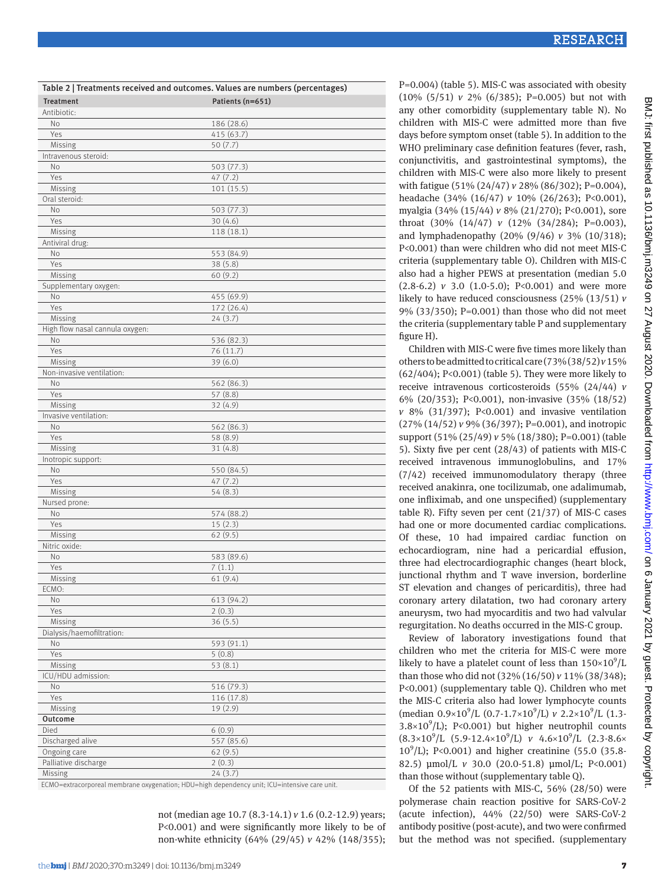Table 2 | Treatments received and outcomes. Values are numbers (percentages)

| Treatment | Patients (n=651) |
|---|---|
| Antibiotic: | |
| No | 186 (28.6) |
| Yes | 415 (63.7) |
| Missing | 50 (7.7) |
| Intravenous steroid: | |
| No | 503 (77.3) |
| Yes | 47 (7.2) |
| Missing | 101 (15.5) |
| Oral steroid: | |
| No | 503 (77.3) |
| Yes | 30 (4.6) |
| Missing | 118 (18.1) |
| Antiviral drug: | |
| No | 553 (84.9) |
| Yes | 38 (5.8) |
| Missing | 60 (9.2) |
| Supplementary oxygen: | |
| No | 455 (69.9) |
| Yes | 172 (26.4) |
| Missing | 24 (3.7) |
| High flow nasal cannula oxygen: | |
| No | 536 (82.3) |
| Yes | 76 (11.7) |
| Missing | 39 (6.0) |
| Non-invasive ventilation: | |
| No | 562 (86.3) |
| Yes | 57 (8.8) |
| Missing | 32 (4.9) |
| Invasive ventilation: | |
| No | 562 (86.3) |
| Yes | 58 (8.9) |
| Missing | 31 (4.8) |
| Inotropic support: | |
| No | 550 (84.5) |
| Yes | 47 (7.2) |
| Missing | 54 (8.3) |
| Nursed prone: | |
| No | 574 (88.2) |
| Yes | 15 (2.3) |
| Missing | 62 (9.5) |
| Nitric oxide: | |
| No | 583 (89.6) |
| Yes | 7 (1.1) |
| Missing | 61 (9.4) |
| ECMO: | |
| No | 613 (94.2) |
| Yes | 2 (0.3) |
| Missing | 36 (5.5) |
| Dialysis/haemofiltration: | |
| No | 593 (91.1) |
| Yes | 5 (0.8) |
| Missing | 53 (8.1) |
| ICU/HDU admission: | |
| No | 516 (79.3) |
| Yes | 116 (17.8) |
| Missing | 19 (2.9) |
| **Outcome** | |
| Died | 6 (0.9) |
| Discharged alive | 557 (85.6) |
| Ongoing care | 62 (9.5) |
| Palliative discharge | 2 (0.3) |
| Missing | 24 (3.7) |

ECMO=extracorporeal membrane oxygenation; HDU=high dependency unit; ICU=intensive care unit.

not (median age 10.7 (8.3-14.1) *v* 1.6 (0.2-12.9) years; P<0.001) and were significantly more likely to be of non-white ethnicity (64% (29/45) *v* 42% (148/355); P=0.004) (table 5). MIS-C was associated with obesity (10% (5/51) *v* 2% (6/385); P=0.005) but not with any other comorbidity (supplementary table N). No children with MIS-C were admitted more than five days before symptom onset (table 5). In addition to the WHO preliminary case definition features (fever, rash, conjunctivitis, and gastrointestinal symptoms), the children with MIS-C were also more likely to present with fatigue (51% (24/47) *v* 28% (86/302); P=0.004), headache (34% (16/47) *v* 10% (26/263); P<0.001), myalgia (34% (15/44) *v* 8% (21/270); P<0.001), sore throat (30% (14/47) *v* (12% (34/284); P=0.003), and lymphadenopathy (20% (9/46) *v* 3% (10/318); P<0.001) than were children who did not meet MIS-C criteria (supplementary table O). Children with MIS-C also had a higher PEWS at presentation (median 5.0 (2.8-6.2) *v* 3.0 (1.0-5.0); P<0.001) and were more likely to have reduced consciousness (25% (13/51) *v* 9% (33/350); P=0.001) than those who did not meet the criteria (supplementary table P and supplementary figure H).

Children with MIS-C were five times more likely than others to be admitted to critical care (73% (38/52) *v* 15% (62/404); P<0.001) (table 5). They were more likely to receive intravenous corticosteroids (55% (24/44) *v* 6% (20/353); P<0.001), non-invasive (35% (18/52) *v* 8% (31/397); P<0.001) and invasive ventilation (27% (14/52) *v* 9% (36/397); P=0.001), and inotropic support (51% (25/49) *v* 5% (18/380); P=0.001) (table 5). Sixty five per cent (28/43) of patients with MIS-C received intravenous immunoglobulins, and 17% (7/42) received immunomodulatory therapy (three received anakinra, one tocilizumab, one adalimumab, one infliximab, and one unspecified) (supplementary table R). Fifty seven per cent (21/37) of MIS-C cases had one or more documented cardiac complications. Of these, 10 had impaired cardiac function on echocardiogram, nine had a pericardial effusion, three had electrocardiographic changes (heart block, junctional rhythm and T wave inversion, borderline ST elevation and changes of pericarditis), three had coronary artery dilatation, two had coronary artery aneurysm, two had myocarditis and two had valvular regurgitation. No deaths occurred in the MIS-C group.

Review of laboratory investigations found that children who met the criteria for MIS-C were more likely to have a platelet count of less than $150\times10^9$/L than those who did not (32% (16/50) *v* 11% (38/348); P<0.001) (supplementary table Q). Children who met the MIS-C criteria also had lower lymphocyte counts (median $0.9\times10^9$/L ($0.7$-$1.7\times10^9$/L) *v* $2.2\times10^9$/L ($1.3$-$3.8\times10^9$/L); P<0.001) but higher neutrophil counts ($8.3\times10^9$/L ($5.9$-$12.4\times10^9$/L) *v* $4.6\times10^9$/L ($2.3$-$8.6\times10^9$/L); P<0.001) and higher creatinine (55.0 (35.8-82.5) µmol/L *v* 30.0 (20.0-51.8) µmol/L; P<0.001) than those without (supplementary table Q).

Of the 52 patients with MIS-C, 56% (28/50) were polymerase chain reaction positive for SARS-CoV-2 (acute infection), 44% (22/50) were SARS-CoV-2 antibody positive (post-acute), and two were confirmed but the method was not specified. (supplementary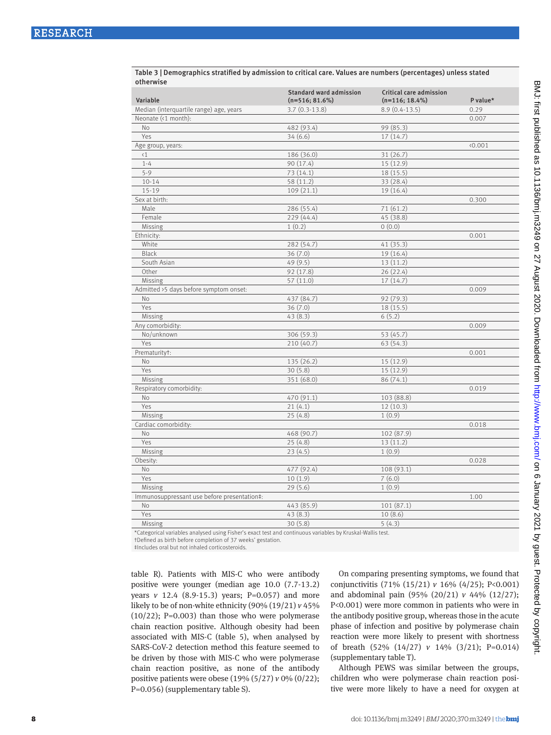Table 3 | Demographics stratified by admission to critical care. Values are numbers (percentages) unless stated otherwise

| Variable | Standard ward admission (n=516; 81.6%) | Critical care admission (n=116; 18.4%) | P value* |
|---|---|---|---|
| Median (interquartile range) age, years | 3.7 (0.3-13.8) | 8.9 (0.4-13.5) | 0.29 |
| Neonate (<1 month): | | | 0.007 |
| No | 482 (93.4) | 99 (85.3) | |
| Yes | 34 (6.6) | 17 (14.7) | |
| Age group, years: | | | <0.001 |
| <1 | 186 (36.0) | 31 (26.7) | |
| 1-4 | 90 (17.4) | 15 (12.9) | |
| 5-9 | 73 (14.1) | 18 (15.5) | |
| 10-14 | 58 (11.2) | 33 (28.4) | |
| 15-19 | 109 (21.1) | 19 (16.4) | |
| Sex at birth: | | | 0.300 |
| Male | 286 (55.4) | 71 (61.2) | |
| Female | 229 (44.4) | 45 (38.8) | |
| Missing | 1 (0.2) | 0 (0.0) | |
| Ethnicity: | | | 0.001 |
| White | 282 (54.7) | 41 (35.3) | |
| Black | 36 (7.0) | 19 (16.4) | |
| South Asian | 49 (9.5) | 13 (11.2) | |
| Other | 92 (17.8) | 26 (22.4) | |
| Missing | 57 (11.0) | 17 (14.7) | |
| Admitted >5 days before symptom onset: | | | 0.009 |
| No | 437 (84.7) | 92 (79.3) | |
| Yes | 36 (7.0) | 18 (15.5) | |
| Missing | 43 (8.3) | 6 (5.2) | |
| Any comorbidity: | | | 0.009 |
| No/unknown | 306 (59.3) | 53 (45.7) | |
| Yes | 210 (40.7) | 63 (54.3) | |
| Prematurity†: | | | 0.001 |
| No | 135 (26.2) | 15 (12.9) | |
| Yes | 30 (5.8) | 15 (12.9) | |
| Missing | 351 (68.0) | 86 (74.1) | |
| Respiratory comorbidity: | | | 0.019 |
| No | 470 (91.1) | 103 (88.8) | |
| Yes | 21 (4.1) | 12 (10.3) | |
| Missing | 25 (4.8) | 1 (0.9) | |
| Cardiac comorbidity: | | | 0.018 |
| No | 468 (90.7) | 102 (87.9) | |
| Yes | 25 (4.8) | 13 (11.2) | |
| Missing | 23 (4.5) | 1 (0.9) | |
| Obesity: | | | 0.028 |
| No | 477 (92.4) | 108 (93.1) | |
| Yes | 10 (1.9) | 7 (6.0) | |
| Missing | 29 (5.6) | 1 (0.9) | |
| Immunosuppressant use before presentation‡: | | | 1.00 |
| No | 443 (85.9) | 101 (87.1) | |
| Yes | 43 (8.3) | 10 (8.6) | |
| Missing | 30 (5.8) | 5 (4.3) | |

*Categorical variables analysed using Fisher's exact test and continuous variables by Kruskal-Wallis test.
†Defined as birth before completion of 37 weeks' gestation.
‡Includes oral but not inhaled corticosteroids.

table R). Patients with MIS-C who were antibody positive were younger (median age 10.0 (7.7-13.2) years *v* 12.4 (8.9-15.3) years; P=0.057) and more likely to be of non-white ethnicity (90% (19/21) *v* 45% (10/22); P=0.003) than those who were polymerase chain reaction positive. Although obesity had been associated with MIS-C (table 5), when analysed by SARS-CoV-2 detection method this feature seemed to be driven by those with MIS-C who were polymerase chain reaction positive, as none of the antibody positive patients were obese (19% (5/27) *v* 0% (0/22); P=0.056) (supplementary table S).

On comparing presenting symptoms, we found that conjunctivitis (71% (15/21) *v* 16% (4/25); P<0.001) and abdominal pain (95% (20/21) *v* 44% (12/27); P<0.001) were more common in patients who were in the antibody positive group, whereas those in the acute phase of infection and positive by polymerase chain reaction were more likely to present with shortness of breath (52% (14/27) *v* 14% (3/21); P=0.014) (supplementary table T).

Although PEWS was similar between the groups, children who were polymerase chain reaction positive were more likely to have a need for oxygen at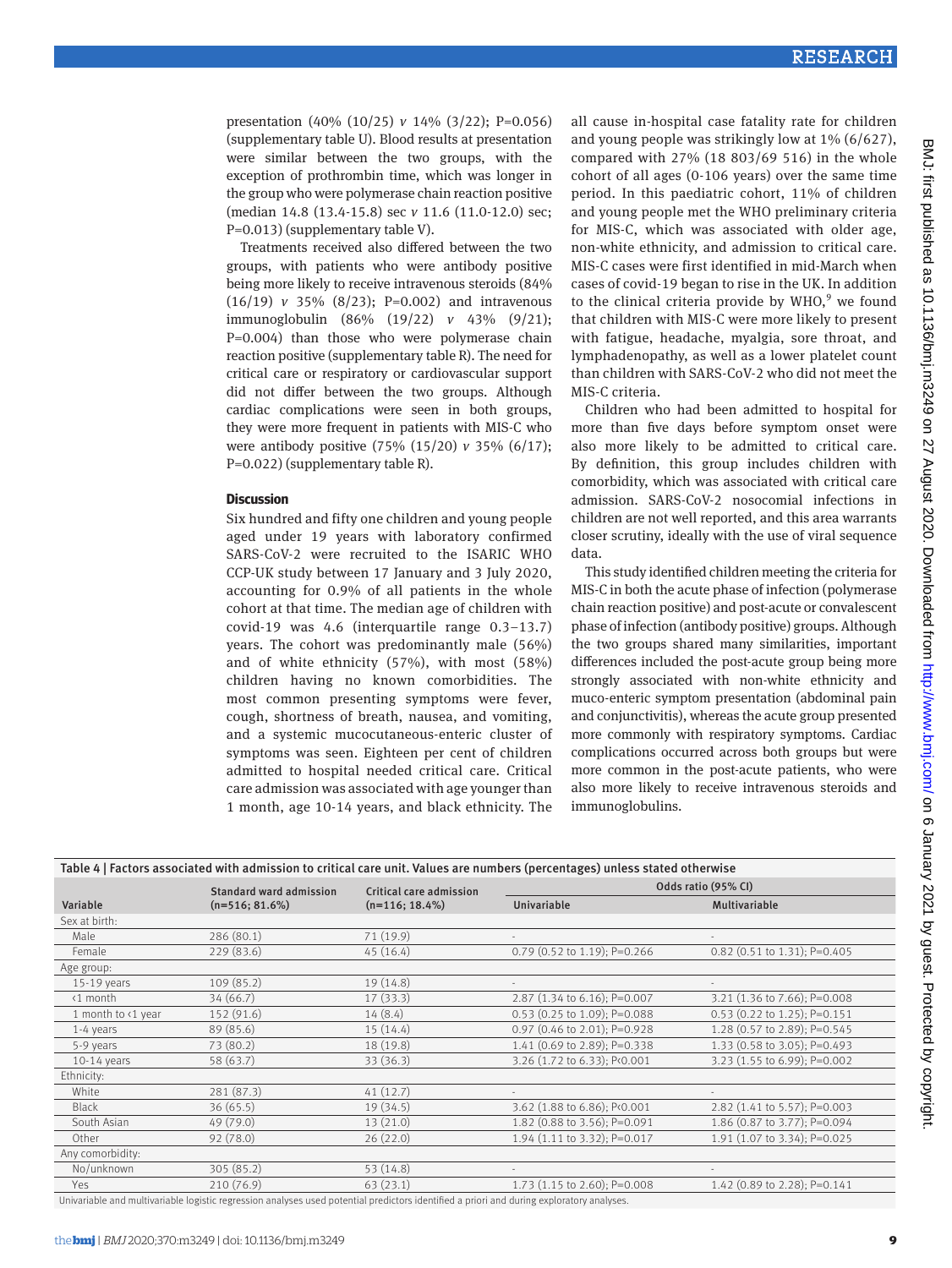presentation (40% (10/25) *v* 14% (3/22); P=0.056) (supplementary table U). Blood results at presentation were similar between the two groups, with the exception of prothrombin time, which was longer in the group who were polymerase chain reaction positive (median 14.8 (13.4-15.8) sec *v* 11.6 (11.0-12.0) sec; P=0.013) (supplementary table V).

Treatments received also differed between the two groups, with patients who were antibody positive being more likely to receive intravenous steroids (84% (16/19) *v* 35% (8/23); P=0.002) and intravenous immunoglobulin (86% (19/22) *v* 43% (9/21); P=0.004) than those who were polymerase chain reaction positive (supplementary table R). The need for critical care or respiratory or cardiovascular support did not differ between the two groups. Although cardiac complications were seen in both groups, they were more frequent in patients with MIS-C who were antibody positive (75% (15/20) *v* 35% (6/17); P=0.022) (supplementary table R).

## Discussion

Six hundred and fifty one children and young people aged under 19 years with laboratory confirmed SARS-CoV-2 were recruited to the ISARIC WHO CCP-UK study between 17 January and 3 July 2020, accounting for 0.9% of all patients in the whole cohort at that time. The median age of children with covid-19 was 4.6 (interquartile range 0.3–13.7) years. The cohort was predominantly male (56%) and of white ethnicity (57%), with most (58%) children having no known comorbidities. The most common presenting symptoms were fever, cough, shortness of breath, nausea, and vomiting, and a systemic mucocutaneous-enteric cluster of symptoms was seen. Eighteen per cent of children admitted to hospital needed critical care. Critical care admission was associated with age younger than 1 month, age 10-14 years, and black ethnicity. The all cause in-hospital case fatality rate for children and young people was strikingly low at 1% (6/627), compared with 27% (18 803/69 516) in the whole cohort of all ages (0-106 years) over the same time period. In this paediatric cohort, 11% of children and young people met the WHO preliminary criteria for MIS-C, which was associated with older age, non-white ethnicity, and admission to critical care. MIS-C cases were first identified in mid-March when cases of covid-19 began to rise in the UK. In addition to the clinical criteria provide by WHO,[9] we found that children with MIS-C were more likely to present with fatigue, headache, myalgia, sore throat, and lymphadenopathy, as well as a lower platelet count than children with SARS-CoV-2 who did not meet the MIS-C criteria.

Children who had been admitted to hospital for more than five days before symptom onset were also more likely to be admitted to critical care. By definition, this group includes children with comorbidity, which was associated with critical care admission. SARS-CoV-2 nosocomial infections in children are not well reported, and this area warrants closer scrutiny, ideally with the use of viral sequence data.

This study identified children meeting the criteria for MIS-C in both the acute phase of infection (polymerase chain reaction positive) and post-acute or convalescent phase of infection (antibody positive) groups. Although the two groups shared many similarities, important differences included the post-acute group being more strongly associated with non-white ethnicity and muco-enteric symptom presentation (abdominal pain and conjunctivitis), whereas the acute group presented more commonly with respiratory symptoms. Cardiac complications occurred across both groups but were more common in the post-acute patients, who were also more likely to receive intravenous steroids and immunoglobulins.

**Table 4 | Factors associated with admission to critical care unit. Values are numbers (percentages) unless stated otherwise**

| Variable | Standard ward admission (n=516; 81.6%) | Critical care admission (n=116; 18.4%) | Odds ratio (95% CI) | |
|---|---|---|---|---|
| | | | Univariable | Multivariable |
| Sex at birth: | | | | |
| Male | 286 (80.1) | 71 (19.9) | - | - |
| Female | 229 (83.6) | 45 (16.4) | 0.79 (0.52 to 1.19); P=0.266 | 0.82 (0.51 to 1.31); P=0.405 |
| Age group: | | | | |
| 15-19 years | 109 (85.2) | 19 (14.8) | - | - |
| <1 month | 34 (66.7) | 17 (33.3) | 2.87 (1.34 to 6.16); P=0.007 | 3.21 (1.36 to 7.66); P=0.008 |
| 1 month to <1 year | 152 (91.6) | 14 (8.4) | 0.53 (0.25 to 1.09); P=0.088 | 0.53 (0.22 to 1.25); P=0.151 |
| 1-4 years | 89 (85.6) | 15 (14.4) | 0.97 (0.46 to 2.01); P=0.928 | 1.28 (0.57 to 2.89); P=0.545 |
| 5-9 years | 73 (80.2) | 18 (19.8) | 1.41 (0.69 to 2.89); P=0.338 | 1.33 (0.58 to 3.05); P=0.493 |
| 10-14 years | 58 (63.7) | 33 (36.3) | 3.26 (1.72 to 6.33); P<0.001 | 3.23 (1.55 to 6.99); P=0.002 |
| Ethnicity: | | | | |
| White | 281 (87.3) | 41 (12.7) | - | - |
| Black | 36 (65.5) | 19 (34.5) | 3.62 (1.88 to 6.86); P<0.001 | 2.82 (1.41 to 5.57); P=0.003 |
| South Asian | 49 (79.0) | 13 (21.0) | 1.82 (0.88 to 3.56); P=0.091 | 1.86 (0.87 to 3.77); P=0.094 |
| Other | 92 (78.0) | 26 (22.0) | 1.94 (1.11 to 3.32); P=0.017 | 1.91 (1.07 to 3.34); P=0.025 |
| Any comorbidity: | | | | |
| No/unknown | 305 (85.2) | 53 (14.8) | - | - |
| Yes | 210 (76.9) | 63 (23.1) | 1.73 (1.15 to 2.60); P=0.008 | 1.42 (0.89 to 2.28); P=0.141 |

Univariable and multivariable logistic regression analyses used potential predictors identified a priori and during exploratory analyses.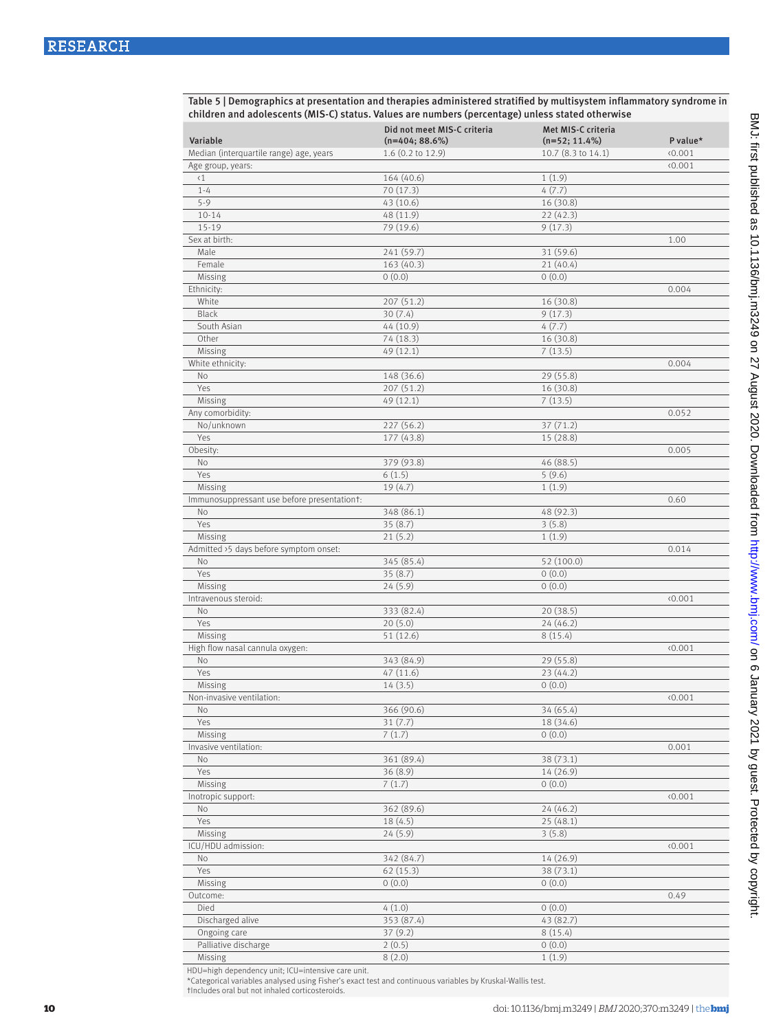**Table 5 | Demographics at presentation and therapies administered stratified by multisystem inflammatory syndrome in children and adolescents (MIS-C) status. Values are numbers (percentage) unless stated otherwise**

| Variable | Did not meet MIS-C criteria (n=404; 88.6%) | Met MIS-C criteria (n=52; 11.4%) | P value* |
|---|---|---|---|
| Median (interquartile range) age, years | 1.6 (0.2 to 12.9) | 10.7 (8.3 to 14.1) | <0.001 |
| Age group, years: | | | <0.001 |
| <1 | 164 (40.6) | 1 (1.9) | |
| 1-4 | 70 (17.3) | 4 (7.7) | |
| 5-9 | 43 (10.6) | 16 (30.8) | |
| 10-14 | 48 (11.9) | 22 (42.3) | |
| 15-19 | 79 (19.6) | 9 (17.3) | |
| Sex at birth: | | | 1.00 |
| Male | 241 (59.7) | 31 (59.6) | |
| Female | 163 (40.3) | 21 (40.4) | |
| Missing | 0 (0.0) | 0 (0.0) | |
| Ethnicity: | | | 0.004 |
| White | 207 (51.2) | 16 (30.8) | |
| Black | 30 (7.4) | 9 (17.3) | |
| South Asian | 44 (10.9) | 4 (7.7) | |
| Other | 74 (18.3) | 16 (30.8) | |
| Missing | 49 (12.1) | 7 (13.5) | |
| White ethnicity: | | | 0.004 |
| No | 148 (36.6) | 29 (55.8) | |
| Yes | 207 (51.2) | 16 (30.8) | |
| Missing | 49 (12.1) | 7 (13.5) | |
| Any comorbidity: | | | 0.052 |
| No/unknown | 227 (56.2) | 37 (71.2) | |
| Yes | 177 (43.8) | 15 (28.8) | |
| Obesity: | | | 0.005 |
| No | 379 (93.8) | 46 (88.5) | |
| Yes | 6 (1.5) | 5 (9.6) | |
| Missing | 19 (4.7) | 1 (1.9) | |
| Immunosuppressant use before presentation†: | | | 0.60 |
| No | 348 (86.1) | 48 (92.3) | |
| Yes | 35 (8.7) | 3 (5.8) | |
| Missing | 21 (5.2) | 1 (1.9) | |
| Admitted >5 days before symptom onset: | | | 0.014 |
| No | 345 (85.4) | 52 (100.0) | |
| Yes | 35 (8.7) | 0 (0.0) | |
| Missing | 24 (5.9) | 0 (0.0) | |
| Intravenous steroid: | | | <0.001 |
| No | 333 (82.4) | 20 (38.5) | |
| Yes | 20 (5.0) | 24 (46.2) | |
| Missing | 51 (12.6) | 8 (15.4) | |
| High flow nasal cannula oxygen: | | | <0.001 |
| No | 343 (84.9) | 29 (55.8) | |
| Yes | 47 (11.6) | 23 (44.2) | |
| Missing | 14 (3.5) | 0 (0.0) | |
| Non-invasive ventilation: | | | <0.001 |
| No | 366 (90.6) | 34 (65.4) | |
| Yes | 31 (7.7) | 18 (34.6) | |
| Missing | 7 (1.7) | 0 (0.0) | |
| Invasive ventilation: | | | 0.001 |
| No | 361 (89.4) | 38 (73.1) | |
| Yes | 36 (8.9) | 14 (26.9) | |
| Missing | 7 (1.7) | 0 (0.0) | |
| Inotropic support: | | | <0.001 |
| No | 362 (89.6) | 24 (46.2) | |
| Yes | 18 (4.5) | 25 (48.1) | |
| Missing | 24 (5.9) | 3 (5.8) | |
| ICU/HDU admission: | | | <0.001 |
| No | 342 (84.7) | 14 (26.9) | |
| Yes | 62 (15.3) | 38 (73.1) | |
| Missing | 0 (0.0) | 0 (0.0) | |
| Outcome: | | | 0.49 |
| Died | 4 (1.0) | 0 (0.0) | |
| Discharged alive | 353 (87.4) | 43 (82.7) | |
| Ongoing care | 37 (9.2) | 8 (15.4) | |
| Palliative discharge | 2 (0.5) | 0 (0.0) | |
| Missing | 8 (2.0) | 1 (1.9) | |

HDU=high dependency unit; ICU=intensive care unit.
*Categorical variables analysed using Fisher's exact test and continuous variables by Kruskal-Wallis test.
†Includes oral but not inhaled corticosteroids.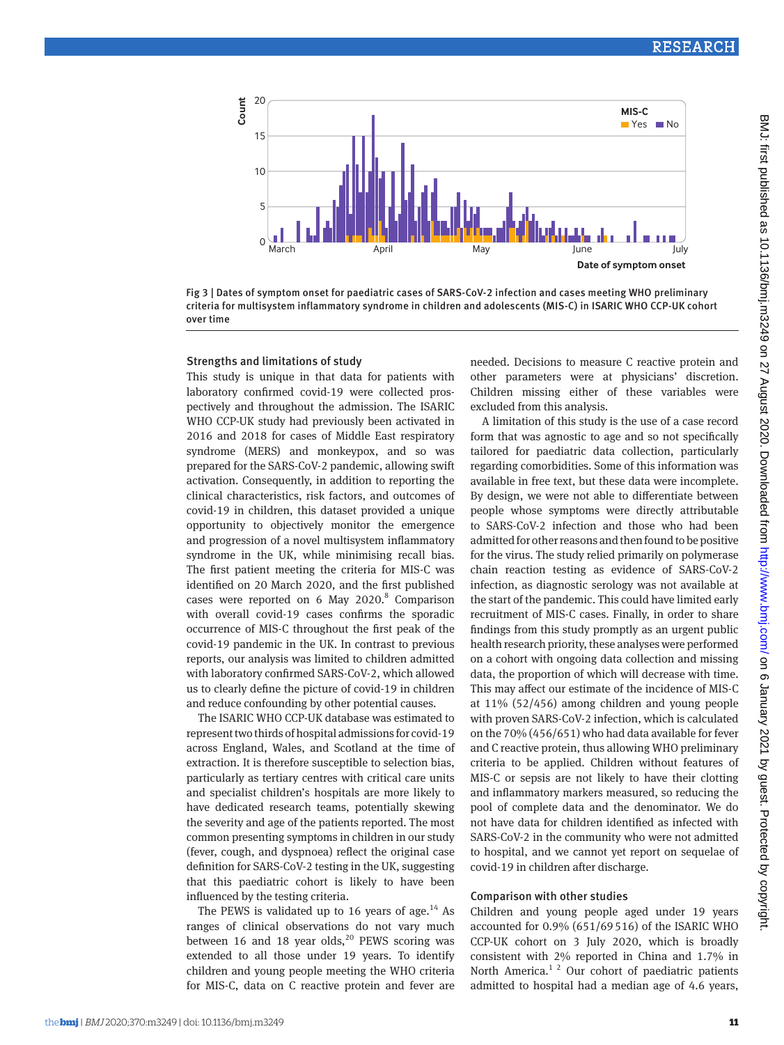Fig 3 | Dates of symptom onset for paediatric cases of SARS-CoV-2 infection and cases meeting WHO preliminary criteria for multisystem inflammatory syndrome in children and adolescents (MIS-C) in ISARIC WHO CCP-UK cohort over time

### Strengths and limitations of study

This study is unique in that data for patients with laboratory confirmed covid-19 were collected prospectively and throughout the admission. The ISARIC WHO CCP-UK study had previously been activated in 2016 and 2018 for cases of Middle East respiratory syndrome (MERS) and monkeypox, and so was prepared for the SARS-CoV-2 pandemic, allowing swift activation. Consequently, in addition to reporting the clinical characteristics, risk factors, and outcomes of covid-19 in children, this dataset provided a unique opportunity to objectively monitor the emergence and progression of a novel multisystem inflammatory syndrome in the UK, while minimising recall bias. The first patient meeting the criteria for MIS-C was identified on 20 March 2020, and the first published cases were reported on 6 May 2020.[8] Comparison with overall covid-19 cases confirms the sporadic occurrence of MIS-C throughout the first peak of the covid-19 pandemic in the UK. In contrast to previous reports, our analysis was limited to children admitted with laboratory confirmed SARS-CoV-2, which allowed us to clearly define the picture of covid-19 in children and reduce confounding by other potential causes.

The ISARIC WHO CCP-UK database was estimated to represent two thirds of hospital admissions for covid-19 across England, Wales, and Scotland at the time of extraction. It is therefore susceptible to selection bias, particularly as tertiary centres with critical care units and specialist children's hospitals are more likely to have dedicated research teams, potentially skewing the severity and age of the patients reported. The most common presenting symptoms in children in our study (fever, cough, and dyspnoea) reflect the original case definition for SARS-CoV-2 testing in the UK, suggesting that this paediatric cohort is likely to have been influenced by the testing criteria.

The PEWS is validated up to 16 years of age.[14] As ranges of clinical observations do not vary much between 16 and 18 year olds,[20] PEWS scoring was extended to all those under 19 years. To identify children and young people meeting the WHO criteria for MIS-C, data on C reactive protein and fever are needed. Decisions to measure C reactive protein and other parameters were at physicians' discretion. Children missing either of these variables were excluded from this analysis.

A limitation of this study is the use of a case record form that was agnostic to age and so not specifically tailored for paediatric data collection, particularly regarding comorbidities. Some of this information was available in free text, but these data were incomplete. By design, we were not able to differentiate between people whose symptoms were directly attributable to SARS-CoV-2 infection and those who had been admitted for other reasons and then found to be positive for the virus. The study relied primarily on polymerase chain reaction testing as evidence of SARS-CoV-2 infection, as diagnostic serology was not available at the start of the pandemic. This could have limited early recruitment of MIS-C cases. Finally, in order to share findings from this study promptly as an urgent public health research priority, these analyses were performed on a cohort with ongoing data collection and missing data, the proportion of which will decrease with time. This may affect our estimate of the incidence of MIS-C at 11% (52/456) among children and young people with proven SARS-CoV-2 infection, which is calculated on the 70% (456/651) who had data available for fever and C reactive protein, thus allowing WHO preliminary criteria to be applied. Children without features of MIS-C or sepsis are not likely to have their clotting and inflammatory markers measured, so reducing the pool of complete data and the denominator. We do not have data for children identified as infected with SARS-CoV-2 in the community who were not admitted to hospital, and we cannot yet report on sequelae of covid-19 in children after discharge.

### Comparison with other studies

Children and young people aged under 19 years accounted for 0.9% (651/69 516) of the ISARIC WHO CCP-UK cohort on 3 July 2020, which is broadly consistent with 2% reported in China and 1.7% in North America.[1 2] Our cohort of paediatric patients admitted to hospital had a median age of 4.6 years,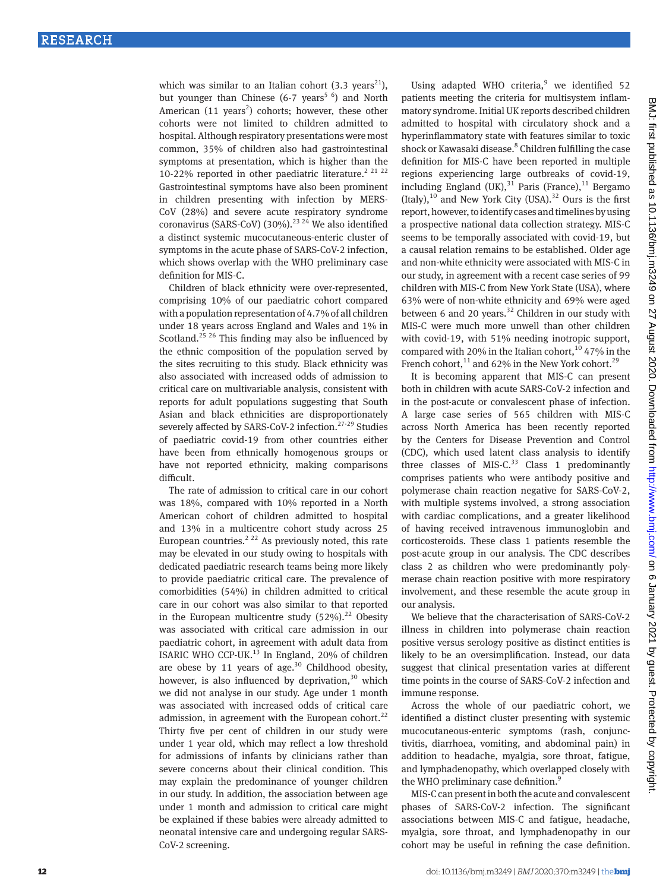which was similar to an Italian cohort (3.3 years[21]), but younger than Chinese (6-7 years[5 6]) and North American (11 years[2]) cohorts; however, these other cohorts were not limited to children admitted to hospital. Although respiratory presentations were most common, 35% of children also had gastrointestinal symptoms at presentation, which is higher than the 10-22% reported in other paediatric literature.[2 21 22] Gastrointestinal symptoms have also been prominent in children presenting with infection by MERS-CoV (28%) and severe acute respiratory syndrome coronavirus (SARS-CoV) (30%).[23 24] We also identified a distinct systemic mucocutaneous-enteric cluster of symptoms in the acute phase of SARS-CoV-2 infection, which shows overlap with the WHO preliminary case definition for MIS-C.

Children of black ethnicity were over-represented, comprising 10% of our paediatric cohort compared with a population representation of 4.7% of all children under 18 years across England and Wales and 1% in Scotland.[25 26] This finding may also be influenced by the ethnic composition of the population served by the sites recruiting to this study. Black ethnicity was also associated with increased odds of admission to critical care on multivariable analysis, consistent with reports for adult populations suggesting that South Asian and black ethnicities are disproportionately severely affected by SARS-CoV-2 infection.[27-29] Studies of paediatric covid-19 from other countries either have been from ethnically homogenous groups or have not reported ethnicity, making comparisons difficult.

The rate of admission to critical care in our cohort was 18%, compared with 10% reported in a North American cohort of children admitted to hospital and 13% in a multicentre cohort study across 25 European countries.[2 22] As previously noted, this rate may be elevated in our study owing to hospitals with dedicated paediatric research teams being more likely to provide paediatric critical care. The prevalence of comorbidities (54%) in children admitted to critical care in our cohort was also similar to that reported in the European multicentre study (52%).[22] Obesity was associated with critical care admission in our paediatric cohort, in agreement with adult data from ISARIC WHO CCP-UK.[13] In England, 20% of children are obese by 11 years of age.[30] Childhood obesity, however, is also influenced by deprivation,[30] which we did not analyse in our study. Age under 1 month was associated with increased odds of critical care admission, in agreement with the European cohort.[22] Thirty five per cent of children in our study were under 1 year old, which may reflect a low threshold for admissions of infants by clinicians rather than severe concerns about their clinical condition. This may explain the predominance of younger children in our study. In addition, the association between age under 1 month and admission to critical care might be explained if these babies were already admitted to neonatal intensive care and undergoing regular SARS-CoV-2 screening.

Using adapted WHO criteria,[9] we identified 52 patients meeting the criteria for multisystem inflammatory syndrome. Initial UK reports described children admitted to hospital with circulatory shock and a hyperinflammatory state with features similar to toxic shock or Kawasaki disease.[8] Children fulfilling the case definition for MIS-C have been reported in multiple regions experiencing large outbreaks of covid-19, including England (UK),[31] Paris (France),[11] Bergamo (Italy),[10] and New York City (USA).[32] Ours is the first report, however, to identify cases and timelines by using a prospective national data collection strategy. MIS-C seems to be temporally associated with covid-19, but a causal relation remains to be established. Older age and non-white ethnicity were associated with MIS-C in our study, in agreement with a recent case series of 99 children with MIS-C from New York State (USA), where 63% were of non-white ethnicity and 69% were aged between 6 and 20 years.[32] Children in our study with MIS-C were much more unwell than other children with covid-19, with 51% needing inotropic support, compared with 20% in the Italian cohort,[10] 47% in the French cohort,[11] and 62% in the New York cohort.[29]

It is becoming apparent that MIS-C can present both in children with acute SARS-CoV-2 infection and in the post-acute or convalescent phase of infection. A large case series of 565 children with MIS-C across North America has been recently reported by the Centers for Disease Prevention and Control (CDC), which used latent class analysis to identify three classes of MIS-C.[33] Class 1 predominantly comprises patients who were antibody positive and polymerase chain reaction negative for SARS-CoV-2, with multiple systems involved, a strong association with cardiac complications, and a greater likelihood of having received intravenous immunoglobin and corticosteroids. These class 1 patients resemble the post-acute group in our analysis. The CDC describes class 2 as children who were predominantly polymerase chain reaction positive with more respiratory involvement, and these resemble the acute group in our analysis.

We believe that the characterisation of SARS-CoV-2 illness in children into polymerase chain reaction positive versus serology positive as distinct entities is likely to be an oversimplification. Instead, our data suggest that clinical presentation varies at different time points in the course of SARS-CoV-2 infection and immune response.

Across the whole of our paediatric cohort, we identified a distinct cluster presenting with systemic mucocutaneous-enteric symptoms (rash, conjunctivitis, diarrhoea, vomiting, and abdominal pain) in addition to headache, myalgia, sore throat, fatigue, and lymphadenopathy, which overlapped closely with the WHO preliminary case definition.[9]

MIS-C can present in both the acute and convalescent phases of SARS-CoV-2 infection. The significant associations between MIS-C and fatigue, headache, myalgia, sore throat, and lymphadenopathy in our cohort may be useful in refining the case definition.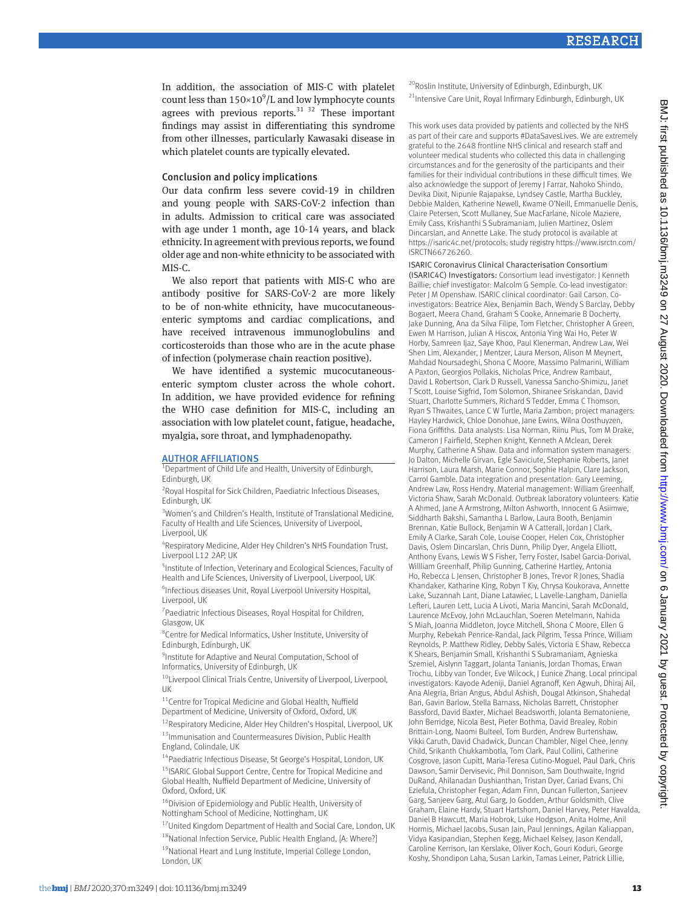In addition, the association of MIS-C with platelet count less than $150\times10^9$/L and low lymphocyte counts agrees with previous reports.[31 32] These important findings may assist in differentiating this syndrome from other illnesses, particularly Kawasaki disease in which platelet counts are typically elevated.

## Conclusion and policy implications

Our data confirm less severe covid-19 in children and young people with SARS-CoV-2 infection than in adults. Admission to critical care was associated with age under 1 month, age 10-14 years, and black ethnicity. In agreement with previous reports, we found older age and non-white ethnicity to be associated with MIS-C.

We also report that patients with MIS-C who are antibody positive for SARS-CoV-2 are more likely to be of non-white ethnicity, have mucocutaneous-enteric symptoms and cardiac complications, and have received intravenous immunoglobulins and corticosteroids than those who are in the acute phase of infection (polymerase chain reaction positive).

We have identified a systemic mucocutaneous-enteric symptom cluster across the whole cohort. In addition, we have provided evidence for refining the WHO case definition for MIS-C, including an association with low platelet count, fatigue, headache, myalgia, sore throat, and lymphadenopathy.

## AUTHOR AFFILIATIONS

[1]Department of Child Life and Health, University of Edinburgh, Edinburgh, UK

[2]Royal Hospital for Sick Children, Paediatric Infectious Diseases, Edinburgh, UK

[3]Women's and Children's Health, Institute of Translational Medicine, Faculty of Health and Life Sciences, University of Liverpool, Liverpool, UK

[4]Respiratory Medicine, Alder Hey Children's NHS Foundation Trust, Liverpool L12 2AP, UK

[5]Institute of Infection, Veterinary and Ecological Sciences, Faculty of Health and Life Sciences, University of Liverpool, Liverpool, UK

[6]Infectious diseases Unit, Royal Liverpool University Hospital, Liverpool, UK

[7]Paediatric Infectious Diseases, Royal Hospital for Children, Glasgow, UK

[8]Centre for Medical Informatics, Usher Institute, University of Edinburgh, Edinburgh, UK

[9]Institute for Adaptive and Neural Computation, School of Informatics, University of Edinburgh, UK

[10]Liverpool Clinical Trials Centre, University of Liverpool, Liverpool, UK

[11]Centre for Tropical Medicine and Global Health, Nuffield Department of Medicine, University of Oxford, Oxford, UK

[12]Respiratory Medicine, Alder Hey Children's Hospital, Liverpool, UK

[13]Immunisation and Countermeasures Division, Public Health England, Colindale, UK

[14]Paediatric Infectious Disease, St George's Hospital, London, UK

[15]ISARIC Global Support Centre, Centre for Tropical Medicine and Global Health, Nuffield Department of Medicine, University of Oxford, Oxford, UK

[16]Division of Epidemiology and Public Health, University of Nottingham School of Medicine, Nottingham, UK

[17]United Kingdom Department of Health and Social Care, London, UK

[18]National Infection Service, Public Health England, [A: Where?]

[19]National Heart and Lung Institute, Imperial College London, London, UK

[20]Roslin Institute, University of Edinburgh, Edinburgh, UK

[21]Intensive Care Unit, Royal Infirmary Edinburgh, Edinburgh, UK

This work uses data provided by patients and collected by the NHS as part of their care and supports #DataSavesLives. We are extremely grateful to the 2648 frontline NHS clinical and research staff and volunteer medical students who collected this data in challenging circumstances and for the generosity of the participants and their families for their individual contributions in these difficult times. We also acknowledge the support of Jeremy J Farrar, Nahoko Shindo, Devika Dixit, Nipunie Rajapakse, Lyndsey Castle, Martha Buckley, Debbie Malden, Katherine Newell, Kwame O'Neill, Emmanuelle Denis, Claire Petersen, Scott Mullaney, Sue MacFarlane, Nicole Maziere, Emily Cass, Krishanthi S Subramaniam, Julien Martinez, Oslem Dincarslan, and Annette Lake. The study protocol is available at https://isaric4c.net/protocols; study registry https://www.isrctn.com/ISRCTN66726260.

ISARIC Coronavirus Clinical Characterisation Consortium (ISARIC4C) Investigators: Consortium lead investigator: J Kenneth Baillie; chief investigator: Malcolm G Semple. Co-lead investigator: Peter J M Openshaw. ISARIC clinical coordinator: Gail Carson. Co-investigators: Beatrice Alex, Benjamin Bach, Wendy S Barclay, Debby Bogaert, Meera Chand, Graham S Cooke, Annemarie B Docherty, Jake Dunning, Ana da Silva Filipe, Tom Fletcher, Christopher A Green, Ewen M Harrison, Julian A Hiscox, Antonia Ying Wai Ho, Peter W Horby, Samreen Ijaz, Saye Khoo, Paul Klenerman, Andrew Law, Wei Shen Lim, Alexander, J Mentzer, Laura Merson, Alison M Meynert, Mahdad Noursadeghi, Shona C Moore, Massimo Palmarini, William A Paxton, Georgios Pollakis, Nicholas Price, Andrew Rambaut, David L Robertson, Clark D Russell, Vanessa Sancho-Shimizu, Janet T Scott, Louise Sigfrid, Tom Solomon, Shiranee Sriskandan, David Stuart, Charlotte Summers, Richard S Tedder, Emma C Thomson, Ryan S Thwaites, Lance C W Turtle, Maria Zambon; project managers: Hayley Hardwick, Chloe Donohue, Jane Ewins, Wilna Oosthuyzen, Fiona Griffiths. Data analysts: Lisa Norman, Riinu Pius, Tom M Drake, Cameron J Fairfield, Stephen Knight, Kenneth A Mclean, Derek Murphy, Catherine A Shaw. Data and information system managers: Jo Dalton, Michelle Girvan, Egle Saviciute, Stephanie Roberts, Janet Harrison, Laura Marsh, Marie Connor, Sophie Halpin, Clare Jackson, Carrol Gamble. Data integration and presentation: Gary Leeming, Andrew Law, Ross Hendry. Material management: William Greenhalf, Victoria Shaw, Sarah McDonald. Outbreak laboratory volunteers: Katie A Ahmed, Jane A Armstrong, Milton Ashworth, Innocent G Asiimwe, Siddharth Bakshi, Samantha L Barlow, Laura Booth, Benjamin Brennan, Katie Bullock, Benjamin W A Catterall, Jordan J Clark, Emily A Clarke, Sarah Cole, Louise Cooper, Helen Cox, Christopher Davis, Oslem Dincarslan, Chris Dunn, Philip Dyer, Angela Elliott, Anthony Evans, Lewis W S Fisher, Terry Foster, Isabel Garcia-Dorival, Willliam Greenhalf, Philip Gunning, Catherine Hartley, Antonia Ho, Rebecca L Jensen, Christopher B Jones, Trevor R Jones, Shadia Khandaker, Katharine King, Robyn T Kiy, Chrysa Koukorava, Annette Lake, Suzannah Lant, Diane Latawiec, L Lavelle-Langham, Daniella Lefteri, Lauren Lett, Lucia A Livoti, Maria Mancini, Sarah McDonald, Laurence McEvoy, John McLauchlan, Soeren Metelmann, Nahida S Miah, Joanna Middleton, Joyce Mitchell, Shona C Moore, Ellen G Murphy, Rebekah Penrice-Randal, Jack Pilgrim, Tessa Prince, William Reynolds, P. Matthew Ridley, Debby Sales, Victoria E Shaw, Rebecca K Shears, Benjamin Small, Krishanthi S Subramaniam, Agnieska Szemiel, Aislynn Taggart, Jolanta Tanianis, Jordan Thomas, Erwan Trochu, Libby van Tonder, Eve Wilcock, J Eunice Zhang. Local principal investigators: Kayode Adeniji, Daniel Agranoff, Ken Agwuh, Dhiraj Ail, Ana Alegria, Brian Angus, Abdul Ashish, Dougal Atkinson, Shahedal Bari, Gavin Barlow, Stella Barnass, Nicholas Barrett, Christopher Bassford, David Baxter, Michael Beadsworth, Jolanta Bernatoniene, John Berridge, Nicola Best, Pieter Bothma, David Brealey, Robin Brittain-Long, Naomi Bulteel, Tom Burden, Andrew Burtenshaw, Vikki Caruth, David Chadwick, Duncan Chambler, Nigel Chee, Jenny Child, Srikanth Chukkambotla, Tom Clark, Paul Collini, Catherine Cosgrove, Jason Cupitt, Maria-Teresa Cutino-Moguel, Paul Dark, Chris Dawson, Samir Dervisevic, Phil Donnison, Sam Douthwaite, Ingrid DuRand, Ahilanadan Dushianthan, Tristan Dyer, Cariad Evans, Chi Eziefula, Christopher Fegan, Adam Finn, Duncan Fullerton, Sanjeev Garg, Sanjeev Garg, Atul Garg, Jo Godden, Arthur Goldsmith, Clive Graham, Elaine Hardy, Stuart Hartshorn, Daniel Harvey, Peter Havalda, Daniel B Hawcutt, Maria Hobrok, Luke Hodgson, Anita Holme, Anil Hormis, Michael Jacobs, Susan Jain, Paul Jennings, Agilan Kaliappan, Vidya Kasipandian, Stephen Kegg, Michael Kelsey, Jason Kendall, Caroline Kerrison, Ian Kerslake, Oliver Koch, Gouri Koduri, George Koshy, Shondipon Laha, Susan Larkin, Tamas Leiner, Patrick Lillie,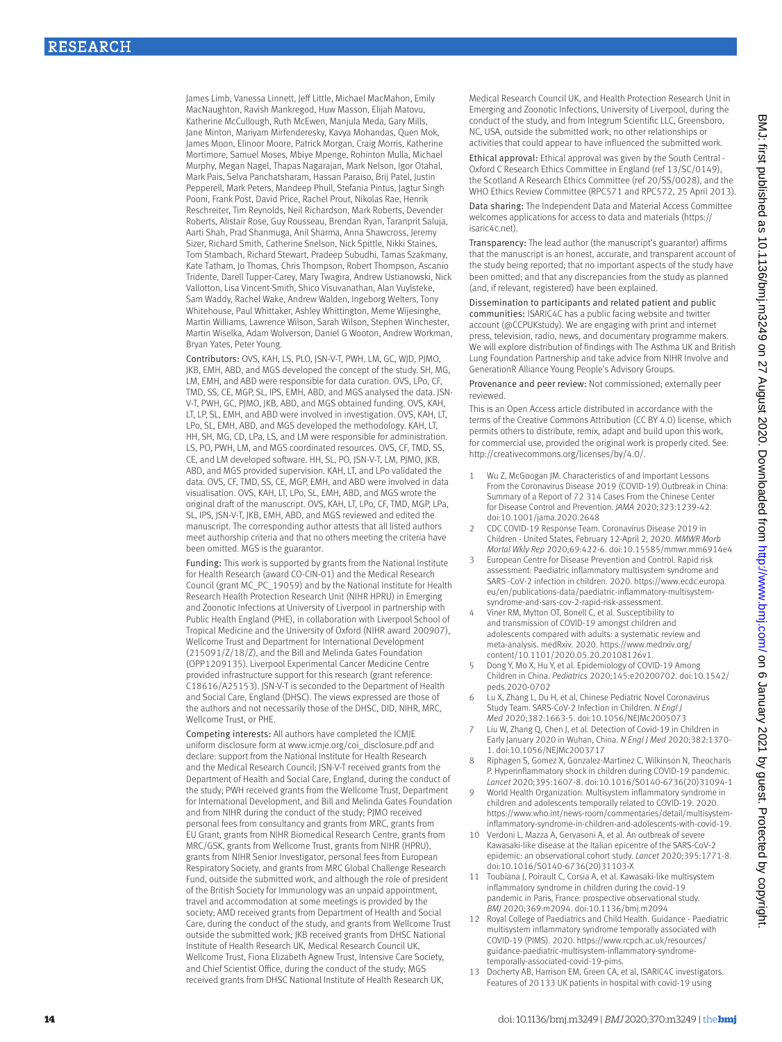James Limb, Vanessa Linnett, Jeff Little, Michael MacMahon, Emily MacNaughton, Ravish Mankregod, Huw Masson, Elijah Matovu, Katherine McCullough, Ruth McEwen, Manjula Meda, Gary Mills, Jane Minton, Mariyam Mirfenderesky, Kavya Mohandas, Quen Mok, James Moon, Elinoor Moore, Patrick Morgan, Craig Morris, Katherine Mortimore, Samuel Moses, Mbiye Mpenge, Rohinton Mulla, Michael Murphy, Megan Nagel, Thapas Nagarajan, Mark Nelson, Igor Otahal, Mark Pais, Selva Panchatsharam, Hassan Paraiso, Brij Patel, Justin Pepperell, Mark Peters, Mandeep Phull, Stefania Pintus, Jagtur Singh Pooni, Frank Post, David Price, Rachel Prout, Nikolas Rae, Henrik Reschreiter, Tim Reynolds, Neil Richardson, Mark Roberts, Devender Roberts, Alistair Rose, Guy Rousseau, Brendan Ryan, Taranprit Saluja, Aarti Shah, Prad Shanmuga, Anil Sharma, Anna Shawcross, Jeremy Sizer, Richard Smith, Catherine Snelson, Nick Spittle, Nikki Staines, Tom Stambach, Richard Stewart, Pradeep Subudhi, Tamas Szakmany, Kate Tatham, Jo Thomas, Chris Thompson, Robert Thompson, Ascanio Tridente, Darell Tupper-Carey, Mary Twagira, Andrew Ustianowski, Nick Vallotton, Lisa Vincent-Smith, Shico Visuvanathan, Alan Vuylsteke, Sam Waddy, Rachel Wake, Andrew Walden, Ingeborg Welters, Tony Whitehouse, Paul Whittaker, Ashley Whittington, Meme Wijesinghe, Martin Williams, Lawrence Wilson, Sarah Wilson, Stephen Winchester, Martin Wiselka, Adam Wolverson, Daniel G Wooton, Andrew Workman, Bryan Yates, Peter Young.

**Contributors:** OVS, KAH, LS, PLO, JSN-V-T, PWH, LM, GC, WJD, PJMO, JKB, EMH, ABD, and MGS developed the concept of the study. SH, MG, LM, EMH, and ABD were responsible for data curation. OVS, LPo, CF, TMD, SS, CE, MGP, SL, IPS, EMH, ABD, and MGS analysed the data. JSN-V-T, PWH, GC, PJMO, JKB, ABD, and MGS obtained funding. OVS, KAH, LT, LP, SL, EMH, and ABD were involved in investigation. OVS, KAH, LT, LPo, SL, EMH, ABD, and MGS developed the methodology. KAH, LT, HH, SH, MG, CD, LPa, LS, and LM were responsible for administration. LS, PO, PWH, LM, and MGS coordinated resources. OVS, CF, TMD, SS, CE, and LM developed software. HH, SL, PO, JSN-V-T, LM, PJMO, JKB, ABD, and MGS provided supervision. KAH, LT, and LPo validated the data. OVS, CF, TMD, SS, CE, MGP, EMH, and ABD were involved in data visualisation. OVS, KAH, LT, LPo, SL, EMH, ABD, and MGS wrote the original draft of the manuscript. OVS, KAH, LT, LPo, CF, TMD, MGP, LPa, SL, IPS, JSN-V-T, JKB, EMH, ABD, and MGS reviewed and edited the manuscript. The corresponding author attests that all listed authors meet authorship criteria and that no others meeting the criteria have been omitted. MGS is the guarantor.

**Funding:** This work is supported by grants from the National Institute for Health Research (award CO-CIN-01) and the Medical Research Council (grant MC_PC_19059) and by the National Institute for Health Research Health Protection Research Unit (NIHR HPRU) in Emerging and Zoonotic Infections at University of Liverpool in partnership with Public Health England (PHE), in collaboration with Liverpool School of Tropical Medicine and the University of Oxford (NIHR award 200907), Wellcome Trust and Department for International Development (215091/Z/18/Z), and the Bill and Melinda Gates Foundation (OPP1209135). Liverpool Experimental Cancer Medicine Centre provided infrastructure support for this research (grant reference: C18616/A25153). JSN-V-T is seconded to the Department of Health and Social Care, England (DHSC). The views expressed are those of the authors and not necessarily those of the DHSC, DID, NIHR, MRC, Wellcome Trust, or PHE.

**Competing interests:** All authors have completed the ICMJE uniform disclosure form at www.icmje.org/coi_disclosure.pdf and declare: support from the National Institute for Health Research and the Medical Research Council; JSN-V-T received grants from the Department of Health and Social Care, England, during the conduct of the study; PWH received grants from the Wellcome Trust, Department for International Development, and Bill and Melinda Gates Foundation and from NIHR during the conduct of the study; PJMO received personal fees from consultancy and grants from MRC, grants from EU Grant, grants from NIHR Biomedical Research Centre, grants from MRC/GSK, grants from Wellcome Trust, grants from NIHR (HPRU), grants from NIHR Senior Investigator, personal fees from European Respiratory Society, and grants from MRC Global Challenge Research Fund, outside the submitted work, and although the role of president of the British Society for Immunology was an unpaid appointment, travel and accommodation at some meetings is provided by the society; AMD received grants from Department of Health and Social Care, during the conduct of the study, and grants from Wellcome Trust outside the submitted work; JKB received grants from DHSC National Institute of Health Research UK, Medical Research Council UK, Wellcome Trust, Fiona Elizabeth Agnew Trust, Intensive Care Society, and Chief Scientist Office, during the conduct of the study; MGS received grants from DHSC National Institute of Health Research UK, Medical Research Council UK, and Health Protection Research Unit in Emerging and Zoonotic Infections, University of Liverpool, during the conduct of the study, and from Integrum Scientific LLC, Greensboro, NC, USA, outside the submitted work; no other relationships or activities that could appear to have influenced the submitted work.

**Ethical approval:** Ethical approval was given by the South Central - Oxford C Research Ethics Committee in England (ref 13/SC/0149), the Scotland A Research Ethics Committee (ref 20/SS/0028), and the WHO Ethics Review Committee (RPC571 and RPC572, 25 April 2013).

**Data sharing:** The Independent Data and Material Access Committee welcomes applications for access to data and materials (https://isaric4c.net).

**Transparency:** The lead author (the manuscript's guarantor) affirms that the manuscript is an honest, accurate, and transparent account of the study being reported; that no important aspects of the study have been omitted; and that any discrepancies from the study as planned (and, if relevant, registered) have been explained.

**Dissemination to participants and related patient and public communities:** ISARIC4C has a public facing website and twitter account (@CCPUKstudy). We are engaging with print and internet press, television, radio, news, and documentary programme makers. We will explore distribution of findings with The Asthma UK and British Lung Foundation Partnership and take advice from NIHR Involve and GenerationR Alliance Young People's Advisory Groups.

**Provenance and peer review:** Not commissioned; externally peer reviewed.

This is an Open Access article distributed in accordance with the terms of the Creative Commons Attribution (CC BY 4.0) license, which permits others to distribute, remix, adapt and build upon this work, for commercial use, provided the original work is properly cited. See: http://creativecommons.org/licenses/by/4.0/.

1. Wu Z, McGoogan JM. Characteristics of and Important Lessons From the Coronavirus Disease 2019 (COVID-19) Outbreak in China: Summary of a Report of 72 314 Cases From the Chinese Center for Disease Control and Prevention. *JAMA* 2020;323:1239-42. doi:10.1001/jama.2020.2648
2. CDC COVID-19 Response Team. Coronavirus Disease 2019 in Children - United States, February 12-April 2, 2020. *MMWR Morb Mortal Wkly Rep* 2020;69:422-6. doi:10.15585/mmwr.mm6914e4
3. European Centre for Disease Prevention and Control. Rapid risk assessment: Paediatric inflammatory multisystem syndrome and SARS -CoV-2 infection in children. 2020. https://www.ecdc.europa.eu/en/publications-data/paediatric-inflammatory-multisystem-syndrome-and-sars-cov-2-rapid-risk-assessment.
4. Viner RM, Mytton OT, Bonell C, et al. Susceptibility to and transmission of COVID-19 amongst children and adolescents compared with adults: a systematic review and meta-analysis. medRxiv. 2020. https://www.medrxiv.org/content/10.1101/2020.05.20.20108126v1.
5. Dong Y, Mo X, Hu Y, et al. Epidemiology of COVID-19 Among Children in China. *Pediatrics* 2020;145:e20200702. doi:10.1542/peds.2020-0702
6. Lu X, Zhang L, Du H, et al, Chinese Pediatric Novel Coronavirus Study Team. SARS-CoV-2 Infection in Children. *N Engl J Med* 2020;382:1663-5. doi:10.1056/NEJMc2005073
7. Liu W, Zhang Q, Chen J, et al. Detection of Covid-19 in Children in Early January 2020 in Wuhan, China. *N Engl J Med* 2020;382:1370-1. doi:10.1056/NEJMc2003717
8. Riphagen S, Gomez X, Gonzalez-Martinez C, Wilkinson N, Theocharis P. Hyperinflammatory shock in children during COVID-19 pandemic. *Lancet* 2020;395:1607-8. doi:10.1016/S0140-6736(20)31094-1
9. World Health Organization. Multisystem inflammatory syndrome in children and adolescents temporally related to COVID-19. 2020. https://www.who.int/news-room/commentaries/detail/multisystem-inflammatory-syndrome-in-children-and-adolescents-with-covid-19.
10. Verdoni L, Mazza A, Gervasoni A, et al. An outbreak of severe Kawasaki-like disease at the Italian epicentre of the SARS-CoV-2 epidemic: an observational cohort study. *Lancet* 2020;395:1771-8. doi:10.1016/S0140-6736(20)31103-X
11. Toubiana J, Poirault C, Corsia A, et al. Kawasaki-like multisystem inflammatory syndrome in children during the covid-19 pandemic in Paris, France: prospective observational study. *BMJ* 2020;369:m2094. doi:10.1136/bmj.m2094
12. Royal College of Paediatrics and Child Health. Guidance - Paediatric multisystem inflammatory syndrome temporally associated with COVID-19 (PIMS). 2020. https://www.rcpch.ac.uk/resources/guidance-paediatric-multisystem-inflammatory-syndrome-temporally-associated-covid-19-pims.
13. Docherty AB, Harrison EM, Green CA, et al, ISARIC4C investigators. Features of 20 133 UK patients in hospital with covid-19 using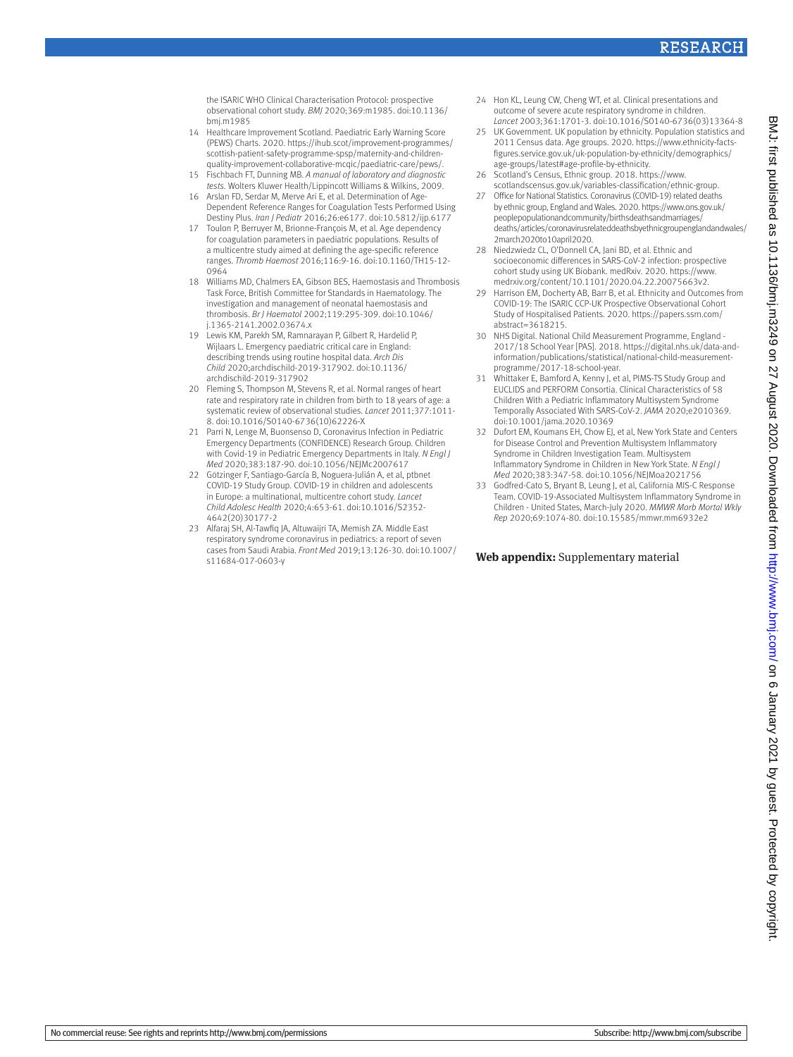the ISARIC WHO Clinical Characterisation Protocol: prospective observational cohort study. *BMJ* 2020;369:m1985. doi:10.1136/bmj.m1985

14 Healthcare Improvement Scotland. Paediatric Early Warning Score (PEWS) Charts. 2020. https://ihub.scot/improvement-programmes/scottish-patient-safety-programme-spsp/maternity-and-children-quality-improvement-collaborative-mcqic/paediatric-care/pews/.

15 Fischbach FT, Dunning MB. *A manual of laboratory and diagnostic tests.* Wolters Kluwer Health/Lippincott Williams & Wilkins, 2009.

16 Arslan FD, Serdar M, Merve Ari E, et al. Determination of Age-Dependent Reference Ranges for Coagulation Tests Performed Using Destiny Plus. *Iran J Pediatr* 2016;26:e6177. doi:10.5812/ijp.6177

17 Toulon P, Berruyer M, Brionne-François M, et al. Age dependency for coagulation parameters in paediatric populations. Results of a multicentre study aimed at defining the age-specific reference ranges. *Thromb Haemost* 2016;116:9-16. doi:10.1160/TH15-12-0964

18 Williams MD, Chalmers EA, Gibson BES, Haemostasis and Thrombosis Task Force, British Committee for Standards in Haematology. The investigation and management of neonatal haemostasis and thrombosis. *Br J Haematol* 2002;119:295-309. doi:10.1046/j.1365-2141.2002.03674.x

19 Lewis KM, Parekh SM, Ramnarayan P, Gilbert R, Hardelid P, Wijlaars L. Emergency paediatric critical care in England: describing trends using routine hospital data. *Arch Dis Child* 2020;archdischild-2019-317902. doi:10.1136/archdischild-2019-317902

20 Fleming S, Thompson M, Stevens R, et al. Normal ranges of heart rate and respiratory rate in children from birth to 18 years of age: a systematic review of observational studies. *Lancet* 2011;377:1011-8. doi:10.1016/S0140-6736(10)62226-X

21 Parri N, Lenge M, Buonsenso D, Coronavirus Infection in Pediatric Emergency Departments (CONFIDENCE) Research Group. Children with Covid-19 in Pediatric Emergency Departments in Italy. *N Engl J Med* 2020;383:187-90. doi:10.1056/NEJMc2007617

22 Götzinger F, Santiago-García B, Noguera-Julián A, et al, ptbnet COVID-19 Study Group. COVID-19 in children and adolescents in Europe: a multinational, multicentre cohort study. *Lancet Child Adolesc Health* 2020;4:653-61. doi:10.1016/S2352-4642(20)30177-2

23 Alfaraj SH, Al-Tawfiq JA, Altuwaijri TA, Memish ZA. Middle East respiratory syndrome coronavirus in pediatrics: a report of seven cases from Saudi Arabia. *Front Med* 2019;13:126-30. doi:10.1007/s11684-017-0603-y

24 Hon KL, Leung CW, Cheng WT, et al. Clinical presentations and outcome of severe acute respiratory syndrome in children. *Lancet* 2003;361:1701-3. doi:10.1016/S0140-6736(03)13364-8

25 UK Government. UK population by ethnicity. Population statistics and 2011 Census data. Age groups. 2020. https://www.ethnicity-facts-figures.service.gov.uk/uk-population-by-ethnicity/demographics/age-groups/latest#age-profile-by-ethnicity.

26 Scotland's Census, Ethnic group. 2018. https://www.scotlandscensus.gov.uk/variables-classification/ethnic-group.

27 Office for National Statistics. Coronavirus (COVID-19) related deaths by ethnic group, England and Wales. 2020. https://www.ons.gov.uk/peoplepopulationandcommunity/birthsdeathsandmarriages/deaths/articles/coronavirusrelateddeathsbyethnicgroupenglandandwales/2march2020to10april2020.

28 Niedzwiedz CL, O'Donnell CA, Jani BD, et al. Ethnic and socioeconomic differences in SARS-CoV-2 infection: prospective cohort study using UK Biobank. medRxiv. 2020. https://www.medrxiv.org/content/10.1101/2020.04.22.20075663v2.

29 Harrison EM, Docherty AB, Barr B, et al. Ethnicity and Outcomes from COVID-19: The ISARIC CCP-UK Prospective Observational Cohort Study of Hospitalised Patients. 2020. https://papers.ssrn.com/abstract=3618215.

30 NHS Digital. National Child Measurement Programme, England - 2017/18 School Year [PAS]. 2018. https://digital.nhs.uk/data-and-information/publications/statistical/national-child-measurement-programme/2017-18-school-year.

31 Whittaker E, Bamford A, Kenny J, et al, PIMS-TS Study Group and EUCLIDS and PERFORM Consortia. Clinical Characteristics of 58 Children With a Pediatric Inflammatory Multisystem Syndrome Temporally Associated With SARS-CoV-2. *JAMA* 2020;e2010369. doi:10.1001/jama.2020.10369

32 Dufort EM, Koumans EH, Chow EJ, et al, New York State and Centers for Disease Control and Prevention Multisystem Inflammatory Syndrome in Children Investigation Team. Multisystem Inflammatory Syndrome in Children in New York State. *N Engl J Med* 2020;383:347-58. doi:10.1056/NEJMoa2021756

33 Godfred-Cato S, Bryant B, Leung J, et al, California MIS-C Response Team. COVID-19-Associated Multisystem Inflammatory Syndrome in Children - United States, March-July 2020. *MMWR Morb Mortal Wkly Rep* 2020;69:1074-80. doi:10.15585/mmwr.mm6932e2

**Web appendix:** Supplementary material